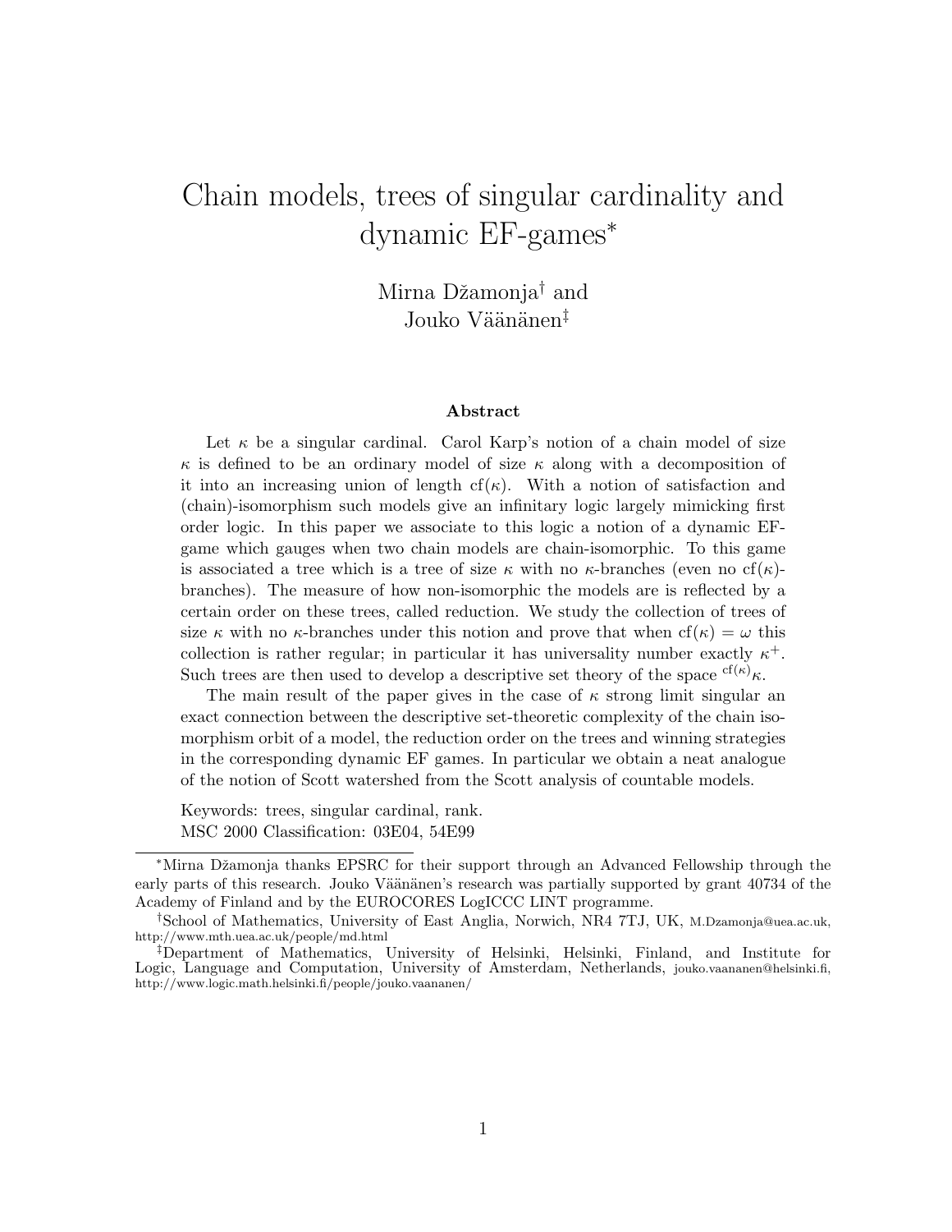# Chain models, trees of singular cardinality and dynamic EF-games*

Mirna Džamonja[†] and  
Jouko Väänänen[‡]

### Abstract

Let $\kappa$ be a singular cardinal. Carol Karp's notion of a chain model of size $\kappa$ is defined to be an ordinary model of size $\kappa$ along with a decomposition of it into an increasing union of length $\mathrm{cf}(\kappa)$. With a notion of satisfaction and (chain)-isomorphism such models give an infinitary logic largely mimicking first order logic. In this paper we associate to this logic a notion of a dynamic EF-game which gauges when two chain models are chain-isomorphic. To this game is associated a tree which is a tree of size $\kappa$ with no $\kappa$-branches (even no $\mathrm{cf}(\kappa)$-branches). The measure of how non-isomorphic the models are is reflected by a certain order on these trees, called reduction. We study the collection of trees of size $\kappa$ with no $\kappa$-branches under this notion and prove that when $\mathrm{cf}(\kappa) = \omega$ this collection is rather regular; in particular it has universality number exactly $\kappa^+$. Such trees are then used to develop a descriptive set theory of the space ${}^{\mathrm{cf}(\kappa)}\kappa$.

The main result of the paper gives in the case of $\kappa$ strong limit singular an exact connection between the descriptive set-theoretic complexity of the chain isomorphism orbit of a model, the reduction order on the trees and winning strategies in the corresponding dynamic EF games. In particular we obtain a neat analogue of the notion of Scott watershed from the Scott analysis of countable models.

Keywords: trees, singular cardinal, rank.  
MSC 2000 Classification: 03E04, 54E99

---

*Mirna Džamonja thanks EPSRC for their support through an Advanced Fellowship through the early parts of this research. Jouko Väänänen's research was partially supported by grant 40734 of the Academy of Finland and by the EUROCORES LogICCC LINT programme.

[†]School of Mathematics, University of East Anglia, Norwich, NR4 7TJ, UK, M.Dzamonja@uea.ac.uk, http://www.mth.uea.ac.uk/people/md.html

[‡]Department of Mathematics, University of Helsinki, Helsinki, Finland, and Institute for Logic, Language and Computation, University of Amsterdam, Netherlands, jouko.vaananen@helsinki.fi, http://www.logic.math.helsinki.fi/people/jouko.vaananen/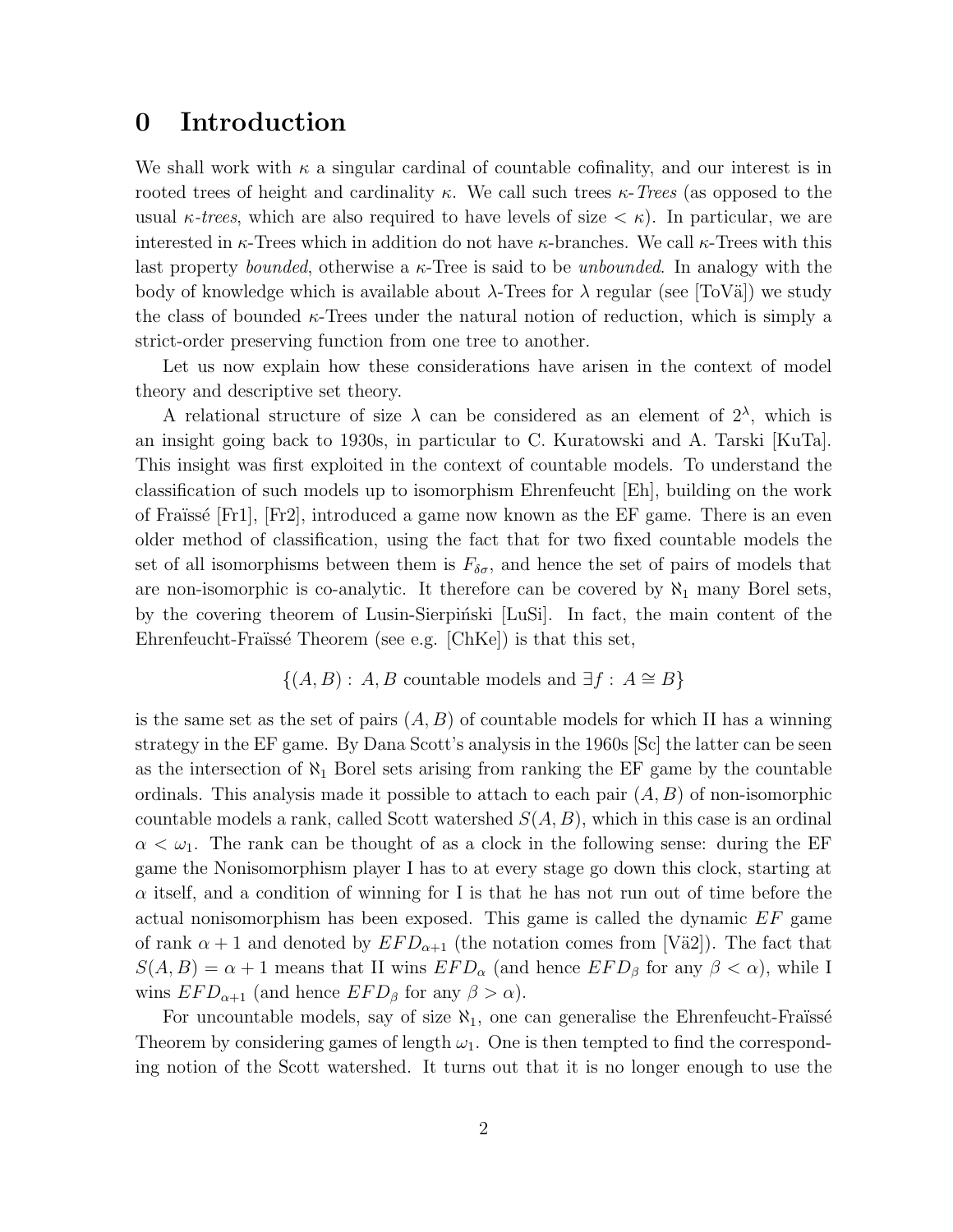# 0 Introduction

We shall work with $\kappa$ a singular cardinal of countable cofinality, and our interest is in rooted trees of height and cardinality $\kappa$. We call such trees *$\kappa$-Trees* (as opposed to the usual *$\kappa$-trees*, which are also required to have levels of size $< \kappa$). In particular, we are interested in $\kappa$-Trees which in addition do not have $\kappa$-branches. We call $\kappa$-Trees with this last property *bounded*, otherwise a $\kappa$-Tree is said to be *unbounded*. In analogy with the body of knowledge which is available about $\lambda$-Trees for $\lambda$ regular (see [ToVä]) we study the class of bounded $\kappa$-Trees under the natural notion of reduction, which is simply a strict-order preserving function from one tree to another.

Let us now explain how these considerations have arisen in the context of model theory and descriptive set theory.

A relational structure of size $\lambda$ can be considered as an element of $2^\lambda$, which is an insight going back to 1930s, in particular to C. Kuratowski and A. Tarski [KuTa]. This insight was first exploited in the context of countable models. To understand the classification of such models up to isomorphism Ehrenfeucht [Eh], building on the work of Fraïssé [Fr1], [Fr2], introduced a game now known as the EF game. There is an even older method of classification, using the fact that for two fixed countable models the set of all isomorphisms between them is $F_{\delta\sigma}$, and hence the set of pairs of models that are non-isomorphic is co-analytic. It therefore can be covered by $\aleph_1$ many Borel sets, by the covering theorem of Lusin-Sierpiński [LuSi]. In fact, the main content of the Ehrenfeucht-Fraïssé Theorem (see e.g. [ChKe]) is that this set,

$$\{(A, B) : A, B \text{ countable models and } \exists f : A \cong B\}$$

is the same set as the set of pairs $(A, B)$ of countable models for which II has a winning strategy in the EF game. By Dana Scott's analysis in the 1960s [Sc] the latter can be seen as the intersection of $\aleph_1$ Borel sets arising from ranking the EF game by the countable ordinals. This analysis made it possible to attach to each pair $(A, B)$ of non-isomorphic countable models a rank, called Scott watershed $S(A, B)$, which in this case is an ordinal $\alpha < \omega_1$. The rank can be thought of as a clock in the following sense: during the EF game the Nonisomorphism player I has to at every stage go down this clock, starting at $\alpha$ itself, and a condition of winning for I is that he has not run out of time before the actual nonisomorphism has been exposed. This game is called the dynamic $EF$ game of rank $\alpha + 1$ and denoted by $EFD_{\alpha+1}$ (the notation comes from [Vä2]). The fact that $S(A, B) = \alpha + 1$ means that II wins $EFD_\alpha$ (and hence $EFD_\beta$ for any $\beta < \alpha$), while I wins $EFD_{\alpha+1}$ (and hence $EFD_\beta$ for any $\beta > \alpha$).

For uncountable models, say of size $\aleph_1$, one can generalise the Ehrenfeucht-Fraïssé Theorem by considering games of length $\omega_1$. One is then tempted to find the corresponding notion of the Scott watershed. It turns out that it is no longer enough to use the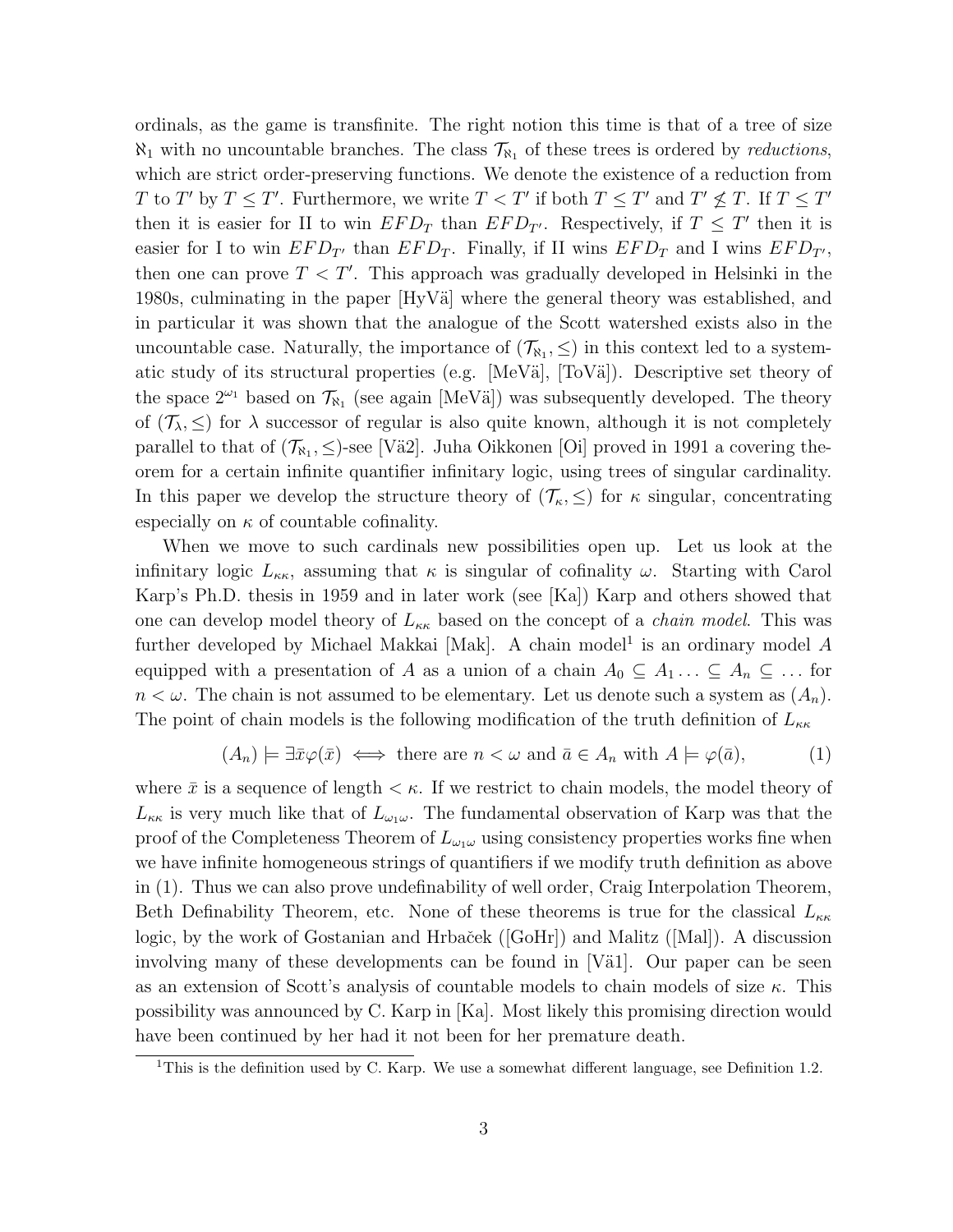ordinals, as the game is transfinite. The right notion this time is that of a tree of size $\aleph_1$ with no uncountable branches. The class $\mathcal{T}_{\aleph_1}$ of these trees is ordered by *reductions*, which are strict order-preserving functions. We denote the existence of a reduction from $T$ to $T'$ by $T \leq T'$. Furthermore, we write $T < T'$ if both $T \leq T'$ and $T' \not\leq T$. If $T \leq T'$ then it is easier for II to win $EFD_T$ than $EFD_{T'}$. Respectively, if $T \leq T'$ then it is easier for I to win $EFD_{T'}$ than $EFD_T$. Finally, if II wins $EFD_T$ and I wins $EFD_{T'}$, then one can prove $T < T'$. This approach was gradually developed in Helsinki in the 1980s, culminating in the paper [HyVä] where the general theory was established, and in particular it was shown that the analogue of the Scott watershed exists also in the uncountable case. Naturally, the importance of $(\mathcal{T}_{\aleph_1}, \leq)$ in this context led to a systematic study of its structural properties (e.g. [MeVä], [ToVä]). Descriptive set theory of the space $2^{\omega_1}$ based on $\mathcal{T}_{\aleph_1}$ (see again [MeVä]) was subsequently developed. The theory of $(\mathcal{T}_\lambda, \leq)$ for $\lambda$ successor of regular is also quite known, although it is not completely parallel to that of $(\mathcal{T}_{\aleph_1}, \leq)$-see [Vä2]. Juha Oikkonen [Oi] proved in 1991 a covering theorem for a certain infinite quantifier infinitary logic, using trees of singular cardinality. In this paper we develop the structure theory of $(\mathcal{T}_\kappa, \leq)$ for $\kappa$ singular, concentrating especially on $\kappa$ of countable cofinality.

When we move to such cardinals new possibilities open up. Let us look at the infinitary logic $L_{\kappa\kappa}$, assuming that $\kappa$ is singular of cofinality $\omega$. Starting with Carol Karp's Ph.D. thesis in 1959 and in later work (see [Ka]) Karp and others showed that one can develop model theory of $L_{\kappa\kappa}$ based on the concept of a *chain model*. This was further developed by Michael Makkai [Mak]. A chain model[1] is an ordinary model $A$ equipped with a presentation of $A$ as a union of a chain $A_0 \subseteq A_1 \ldots \subseteq A_n \subseteq \ldots$ for $n < \omega$. The chain is not assumed to be elementary. Let us denote such a system as $(A_n)$. The point of chain models is the following modification of the truth definition of $L_{\kappa\kappa}$

$$(A_n) \models \exists \bar{x} \varphi(\bar{x}) \iff \text{there are } n < \omega \text{ and } \bar{a} \in A_n \text{ with } A \models \varphi(\bar{a}), \tag{1}$$

where $\bar{x}$ is a sequence of length $< \kappa$. If we restrict to chain models, the model theory of $L_{\kappa\kappa}$ is very much like that of $L_{\omega_1\omega}$. The fundamental observation of Karp was that the proof of the Completeness Theorem of $L_{\omega_1\omega}$ using consistency properties works fine when we have infinite homogeneous strings of quantifiers if we modify truth definition as above in (1). Thus we can also prove undefinability of well order, Craig Interpolation Theorem, Beth Definability Theorem, etc. None of these theorems is true for the classical $L_{\kappa\kappa}$ logic, by the work of Gostanian and Hrbaček ([GoHr]) and Malitz ([Mal]). A discussion involving many of these developments can be found in [Vä1]. Our paper can be seen as an extension of Scott's analysis of countable models to chain models of size $\kappa$. This possibility was announced by C. Karp in [Ka]. Most likely this promising direction would have been continued by her had it not been for her premature death.

[1] This is the definition used by C. Karp. We use a somewhat different language, see Definition 1.2.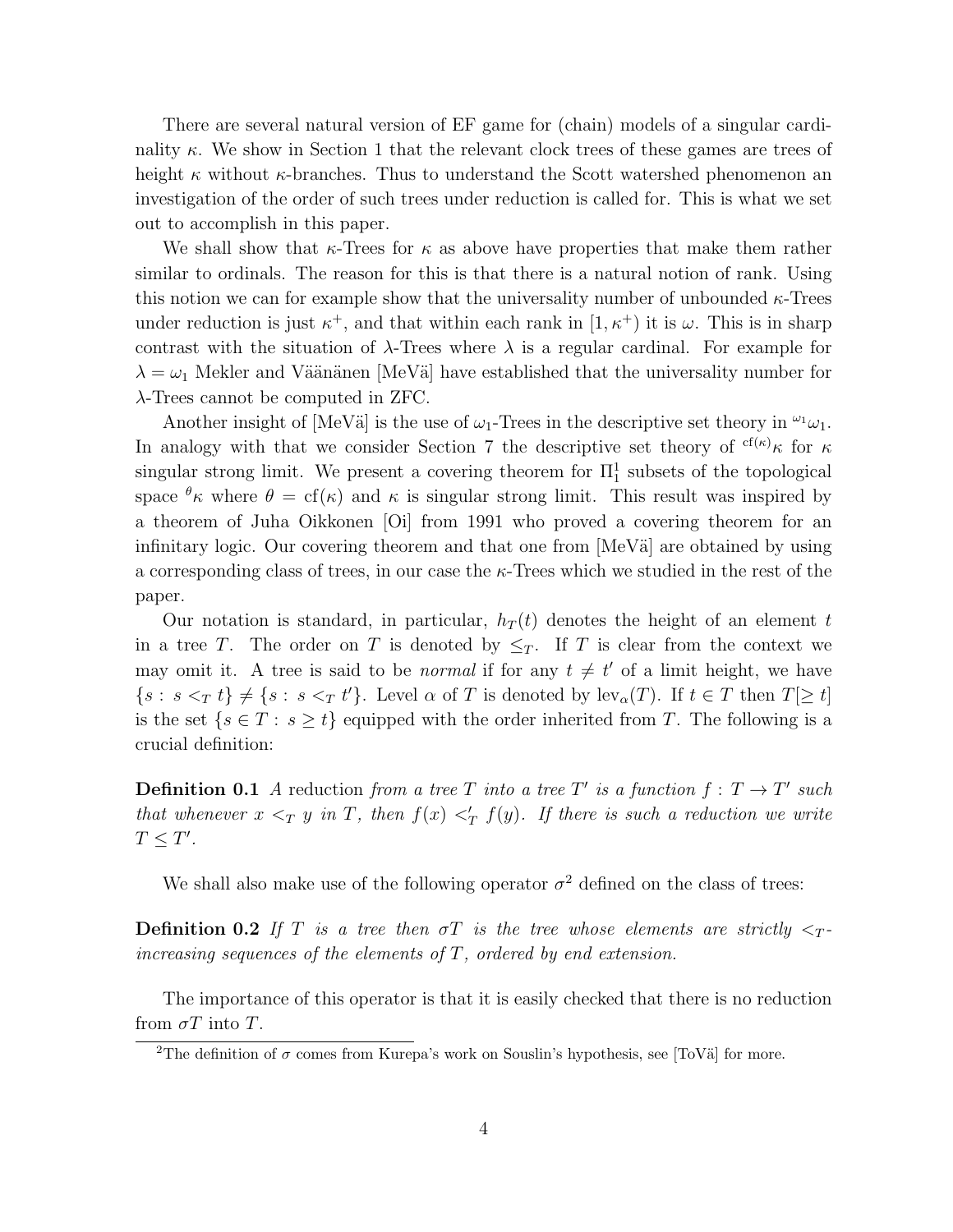There are several natural version of EF game for (chain) models of a singular cardinality $\kappa$. We show in Section 1 that the relevant clock trees of these games are trees of height $\kappa$ without $\kappa$-branches. Thus to understand the Scott watershed phenomenon an investigation of the order of such trees under reduction is called for. This is what we set out to accomplish in this paper.

We shall show that $\kappa$-Trees for $\kappa$ as above have properties that make them rather similar to ordinals. The reason for this is that there is a natural notion of rank. Using this notion we can for example show that the universality number of unbounded $\kappa$-Trees under reduction is just $\kappa^+$, and that within each rank in $[1, \kappa^+)$ it is $\omega$. This is in sharp contrast with the situation of $\lambda$-Trees where $\lambda$ is a regular cardinal. For example for $\lambda = \omega_1$ Mekler and Väänänen [MeVä] have established that the universality number for $\lambda$-Trees cannot be computed in ZFC.

Another insight of [MeVä] is the use of $\omega_1$-Trees in the descriptive set theory in ${}^{\omega_1}\omega_1$. In analogy with that we consider Section 7 the descriptive set theory of ${}^{\mathrm{cf}(\kappa)}\kappa$ for $\kappa$ singular strong limit. We present a covering theorem for $\Pi^1_1$ subsets of the topological space ${}^{\theta}\kappa$ where $\theta = \mathrm{cf}(\kappa)$ and $\kappa$ is singular strong limit. This result was inspired by a theorem of Juha Oikkonen [Oi] from 1991 who proved a covering theorem for an infinitary logic. Our covering theorem and that one from [MeVä] are obtained by using a corresponding class of trees, in our case the $\kappa$-Trees which we studied in the rest of the paper.

Our notation is standard, in particular, $h_T(t)$ denotes the height of an element $t$ in a tree $T$. The order on $T$ is denoted by $\leq_T$. If $T$ is clear from the context we may omit it. A tree is said to be *normal* if for any $t \neq t'$ of a limit height, we have $\{s : s <_T t\} \neq \{s : s <_T t'\}$. Level $\alpha$ of $T$ is denoted by $\mathrm{lev}_\alpha(T)$. If $t \in T$ then $T[\geq t]$ is the set $\{s \in T : s \geq t\}$ equipped with the order inherited from $T$. The following is a crucial definition:

**Definition 0.1** *A* reduction *from a tree $T$ into a tree $T'$ is a function $f : T \to T'$ such that whenever $x <_T y$ in $T$, then $f(x) <'_T f(y)$. If there is such a reduction we write $T \leq T'$.*

We shall also make use of the following operator $\sigma$[2] defined on the class of trees:

**Definition 0.2** *If $T$ is a tree then $\sigma T$ is the tree whose elements are strictly $<_T$-increasing sequences of the elements of $T$, ordered by end extension.*

The importance of this operator is that it is easily checked that there is no reduction from $\sigma T$ into $T$.

[2] The definition of $\sigma$ comes from Kurepa's work on Souslin's hypothesis, see [ToVä] for more.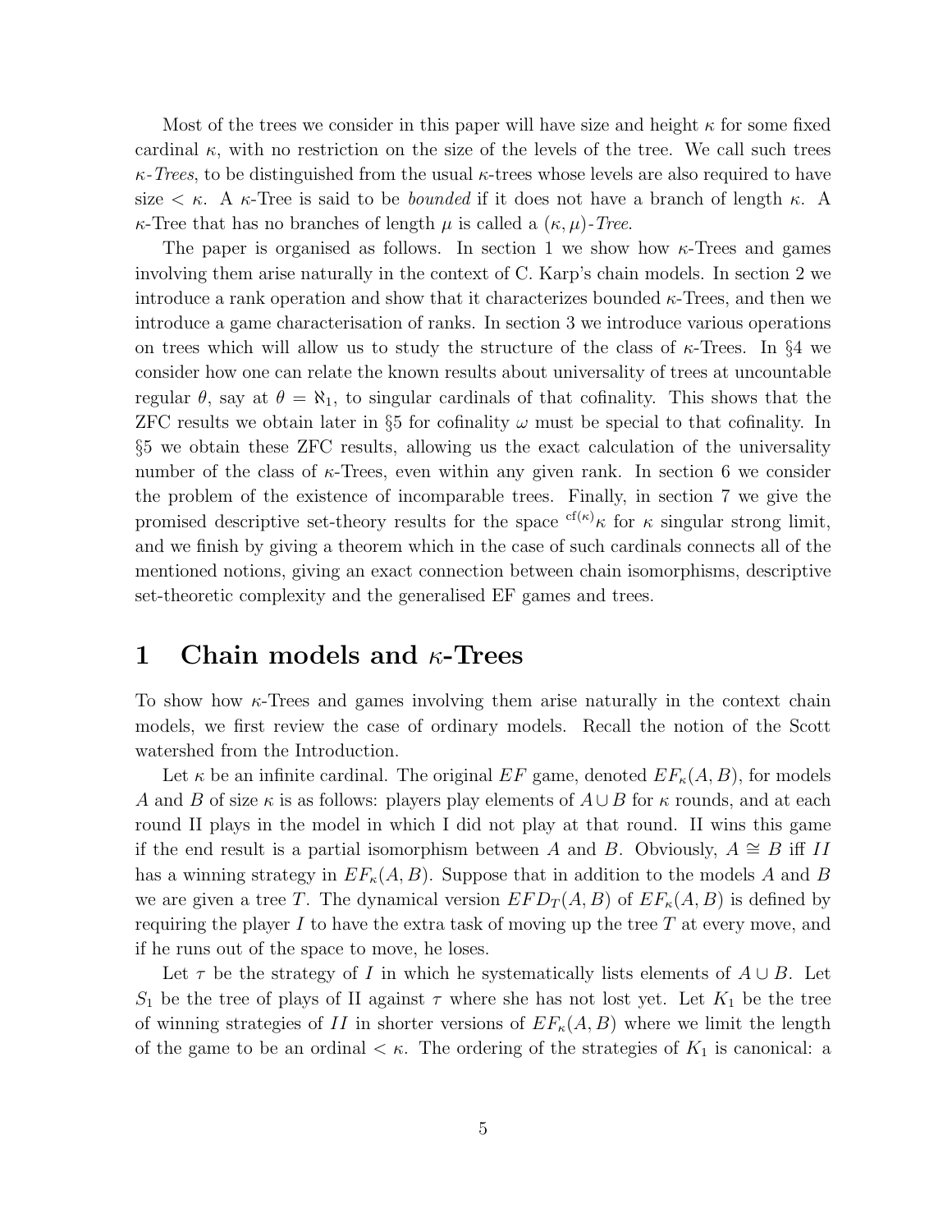Most of the trees we consider in this paper will have size and height $\kappa$ for some fixed cardinal $\kappa$, with no restriction on the size of the levels of the tree. We call such trees *$\kappa$-Trees*, to be distinguished from the usual $\kappa$-trees whose levels are also required to have size $< \kappa$. A $\kappa$-Tree is said to be *bounded* if it does not have a branch of length $\kappa$. A $\kappa$-Tree that has no branches of length $\mu$ is called a *$(\kappa, \mu)$-Tree*.

The paper is organised as follows. In section 1 we show how $\kappa$-Trees and games involving them arise naturally in the context of C. Karp's chain models. In section 2 we introduce a rank operation and show that it characterizes bounded $\kappa$-Trees, and then we introduce a game characterisation of ranks. In section 3 we introduce various operations on trees which will allow us to study the structure of the class of $\kappa$-Trees. In §4 we consider how one can relate the known results about universality of trees at uncountable regular $\theta$, say at $\theta = \aleph_1$, to singular cardinals of that cofinality. This shows that the ZFC results we obtain later in §5 for cofinality $\omega$ must be special to that cofinality. In §5 we obtain these ZFC results, allowing us the exact calculation of the universality number of the class of $\kappa$-Trees, even within any given rank. In section 6 we consider the problem of the existence of incomparable trees. Finally, in section 7 we give the promised descriptive set-theory results for the space ${}^{\mathrm{cf}(\kappa)}\kappa$ for $\kappa$ singular strong limit, and we finish by giving a theorem which in the case of such cardinals connects all of the mentioned notions, giving an exact connection between chain isomorphisms, descriptive set-theoretic complexity and the generalised EF games and trees.

# 1 Chain models and $\kappa$-Trees

To show how $\kappa$-Trees and games involving them arise naturally in the context chain models, we first review the case of ordinary models. Recall the notion of the Scott watershed from the Introduction.

Let $\kappa$ be an infinite cardinal. The original $EF$ game, denoted $EF_\kappa(A, B)$, for models $A$ and $B$ of size $\kappa$ is as follows: players play elements of $A \cup B$ for $\kappa$ rounds, and at each round II plays in the model in which I did not play at that round. II wins this game if the end result is a partial isomorphism between $A$ and $B$. Obviously, $A \cong B$ iff $II$ has a winning strategy in $EF_\kappa(A, B)$. Suppose that in addition to the models $A$ and $B$ we are given a tree $T$. The dynamical version $EFD_T(A, B)$ of $EF_\kappa(A, B)$ is defined by requiring the player $I$ to have the extra task of moving up the tree $T$ at every move, and if he runs out of the space to move, he loses.

Let $\tau$ be the strategy of I in which he systematically lists elements of $A \cup B$. Let $S_1$ be the tree of plays of II against $\tau$ where she has not lost yet. Let $K_1$ be the tree of winning strategies of $II$ in shorter versions of $EF_\kappa(A, B)$ where we limit the length of the game to be an ordinal $< \kappa$. The ordering of the strategies of $K_1$ is canonical: a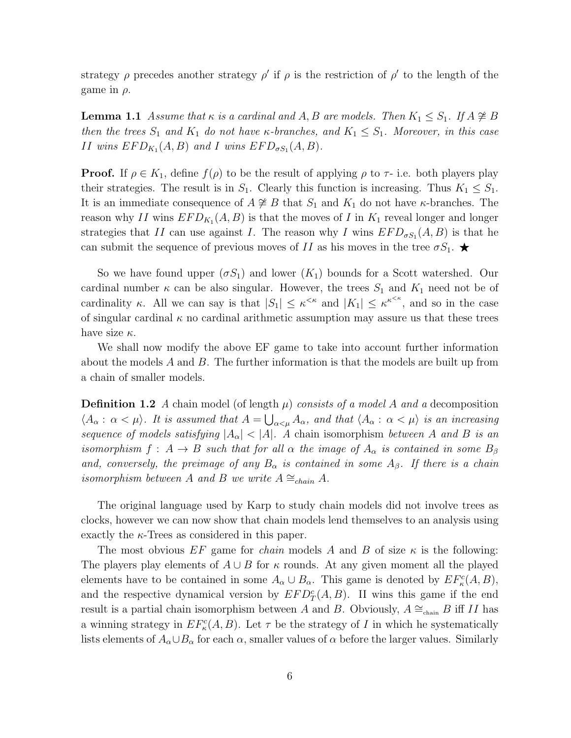strategy $\rho$ precedes another strategy $\rho'$ if $\rho$ is the restriction of $\rho'$ to the length of the game in $\rho$.

**Lemma 1.1** *Assume that $\kappa$ is a cardinal and $A, B$ are models. Then $K_1 \leq S_1$. If $A \not\cong B$ then the trees $S_1$ and $K_1$ do not have $\kappa$-branches, and $K_1 \leq S_1$. Moreover, in this case $II$ wins $EFD_{K_1}(A, B)$ and $I$ wins $EFD_{\sigma S_1}(A, B)$.*

**Proof.** If $\rho \in K_1$, define $f(\rho)$ to be the result of applying $\rho$ to $\tau$- i.e. both players play their strategies. The result is in $S_1$. Clearly this function is increasing. Thus $K_1 \leq S_1$. It is an immediate consequence of $A \not\cong B$ that $S_1$ and $K_1$ do not have $\kappa$-branches. The reason why $II$ wins $EFD_{K_1}(A, B)$ is that the moves of $I$ in $K_1$ reveal longer and longer strategies that $II$ can use against $I$. The reason why $I$ wins $EFD_{\sigma S_1}(A, B)$ is that he can submit the sequence of previous moves of $II$ as his moves in the tree $\sigma S_1$. ★

So we have found upper ($\sigma S_1$) and lower ($K_1$) bounds for a Scott watershed. Our cardinal number $\kappa$ can be also singular. However, the trees $S_1$ and $K_1$ need not be of cardinality $\kappa$. All we can say is that $|S_1| \leq \kappa^{<\kappa}$ and $|K_1| \leq \kappa^{\kappa^{<\kappa}}$, and so in the case of singular cardinal $\kappa$ no cardinal arithmetic assumption may assure us that these trees have size $\kappa$.

We shall now modify the above EF game to take into account further information about the models $A$ and $B$. The further information is that the models are built up from a chain of smaller models.

**Definition 1.2** *A* chain model *(of length $\mu$) consists of a model $A$ and a* decomposition *$\langle A_\alpha : \alpha < \mu \rangle$. It is assumed that $A = \bigcup_{\alpha<\mu} A_\alpha$, and that $\langle A_\alpha : \alpha < \mu \rangle$ is an increasing sequence of models satisfying $|A_\alpha| < |A|$. A* chain isomorphism *between $A$ and $B$ is an isomorphism $f : A \to B$ such that for all $\alpha$ the image of $A_\alpha$ is contained in some $B_\beta$ and, conversely, the preimage of any $B_\alpha$ is contained in some $A_\beta$. If there is a chain isomorphism between $A$ and $B$ we write $A \cong_{chain} A$.*

The original language used by Karp to study chain models did not involve trees as clocks, however we can now show that chain models lend themselves to an analysis using exactly the $\kappa$-Trees as considered in this paper.

The most obvious $EF$ game for *chain* models $A$ and $B$ of size $\kappa$ is the following: The players play elements of $A \cup B$ for $\kappa$ rounds. At any given moment all the played elements have to be contained in some $A_\alpha \cup B_\alpha$. This game is denoted by $EF^c_\kappa(A, B)$, and the respective dynamical version by $EFD^c_T(A, B)$. II wins this game if the end result is a partial chain isomorphism between $A$ and $B$. Obviously, $A \cong_{\text{chain}} B$ iff $II$ has a winning strategy in $EF^c_\kappa(A, B)$. Let $\tau$ be the strategy of $I$ in which he systematically lists elements of $A_\alpha \cup B_\alpha$ for each $\alpha$, smaller values of $\alpha$ before the larger values. Similarly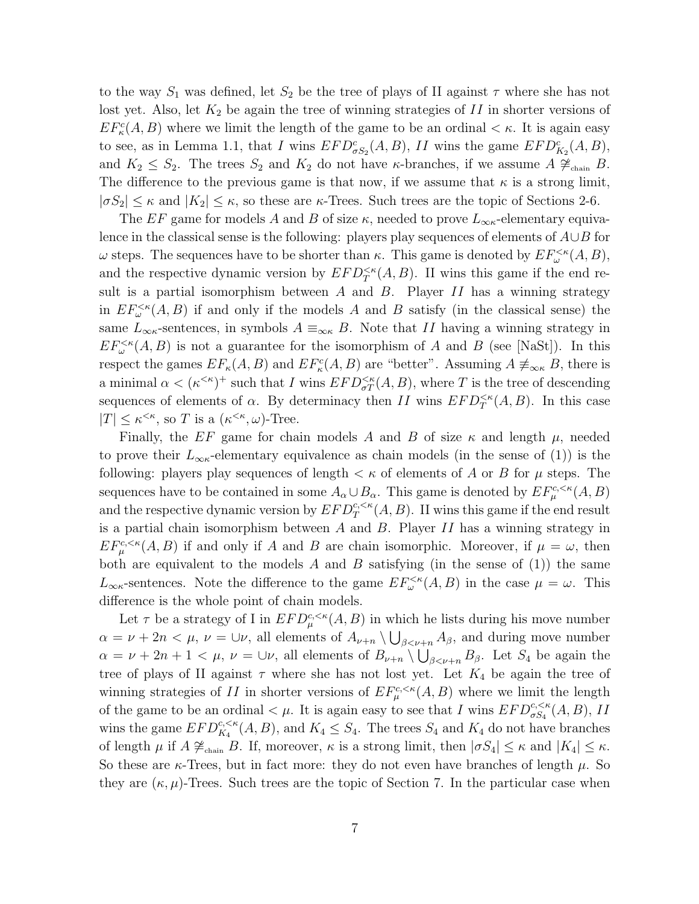to the way $S_1$ was defined, let $S_2$ be the tree of plays of II against $\tau$ where she has not lost yet. Also, let $K_2$ be again the tree of winning strategies of $II$ in shorter versions of $EF^c_\kappa(A,B)$ where we limit the length of the game to be an ordinal $<\kappa$. It is again easy to see, as in Lemma 1.1, that $I$ wins $EFD^c_{\sigma S_2}(A,B)$, $II$ wins the game $EFD^c_{K_2}(A,B)$, and $K_2 \leq S_2$. The trees $S_2$ and $K_2$ do not have $\kappa$-branches, if we assume $A \not\cong_{\text{chain}} B$. The difference to the previous game is that now, if we assume that $\kappa$ is a strong limit, $|\sigma S_2| \leq \kappa$ and $|K_2| \leq \kappa$, so these are $\kappa$-Trees. Such trees are the topic of Sections 2-6.

The $EF$ game for models $A$ and $B$ of size $\kappa$, needed to prove $L_{\infty\kappa}$-elementary equivalence in the classical sense is the following: players play sequences of elements of $A \cup B$ for $\omega$ steps. The sequences have to be shorter than $\kappa$. This game is denoted by $EF^{<\kappa}_\omega(A,B)$, and the respective dynamic version by $EFD^{<\kappa}_T(A,B)$. II wins this game if the end result is a partial isomorphism between $A$ and $B$. Player $II$ has a winning strategy in $EF^{<\kappa}_\omega(A,B)$ if and only if the models $A$ and $B$ satisfy (in the classical sense) the same $L_{\infty\kappa}$-sentences, in symbols $A \equiv_{\infty\kappa} B$. Note that $II$ having a winning strategy in $EF^{<\kappa}_\omega(A,B)$ is not a guarantee for the isomorphism of $A$ and $B$ (see [NaSt]). In this respect the games $EF_\kappa(A,B)$ and $EF^c_\kappa(A,B)$ are "better". Assuming $A \not\equiv_{\infty\kappa} B$, there is a minimal $\alpha < (\kappa^{<\kappa})^+$ such that $I$ wins $EFD^{<\kappa}_{\sigma T}(A,B)$, where $T$ is the tree of descending sequences of elements of $\alpha$. By determinacy then $II$ wins $EFD^{<\kappa}_T(A,B)$. In this case $|T| \leq \kappa^{<\kappa}$, so $T$ is a $(\kappa^{<\kappa},\omega)$-Tree.

Finally, the $EF$ game for chain models $A$ and $B$ of size $\kappa$ and length $\mu$, needed to prove their $L_{\infty\kappa}$-elementary equivalence as chain models (in the sense of (1)) is the following: players play sequences of length $<\kappa$ of elements of $A$ or $B$ for $\mu$ steps. The sequences have to be contained in some $A_\alpha \cup B_\alpha$. This game is denoted by $EF^{c,<\kappa}_\mu(A,B)$ and the respective dynamic version by $EFD^{c,<\kappa}_T(A,B)$. II wins this game if the end result is a partial chain isomorphism between $A$ and $B$. Player $II$ has a winning strategy in $EF^{c,<\kappa}_\mu(A,B)$ if and only if $A$ and $B$ are chain isomorphic. Moreover, if $\mu=\omega$, then both are equivalent to the models $A$ and $B$ satisfying (in the sense of (1)) the same $L_{\infty\kappa}$-sentences. Note the difference to the game $EF^{<\kappa}_\omega(A,B)$ in the case $\mu=\omega$. This difference is the whole point of chain models.

Let $\tau$ be a strategy of I in $EFD^{c,<\kappa}_\mu(A,B)$ in which he lists during his move number $\alpha = \nu + 2n < \mu$, $\nu = \cup\nu$, all elements of $A_{\nu+n} \setminus \bigcup_{\beta<\nu+n} A_\beta$, and during move number $\alpha = \nu + 2n + 1 < \mu$, $\nu = \cup\nu$, all elements of $B_{\nu+n} \setminus \bigcup_{\beta<\nu+n} B_\beta$. Let $S_4$ be again the tree of plays of II against $\tau$ where she has not lost yet. Let $K_4$ be again the tree of winning strategies of $II$ in shorter versions of $EF^{c,<\kappa}_\mu(A,B)$ where we limit the length of the game to be an ordinal $<\mu$. It is again easy to see that $I$ wins $EFD^{c,<\kappa}_{\sigma S_4}(A,B)$, $II$ wins the game $EFD^{c,<\kappa}_{K_4}(A,B)$, and $K_4 \leq S_4$. The trees $S_4$ and $K_4$ do not have branches of length $\mu$ if $A \not\cong_{\text{chain}} B$. If, moreover, $\kappa$ is a strong limit, then $|\sigma S_4| \leq \kappa$ and $|K_4| \leq \kappa$. So these are $\kappa$-Trees, but in fact more: they do not even have branches of length $\mu$. So they are $(\kappa,\mu)$-Trees. Such trees are the topic of Section 7. In the particular case when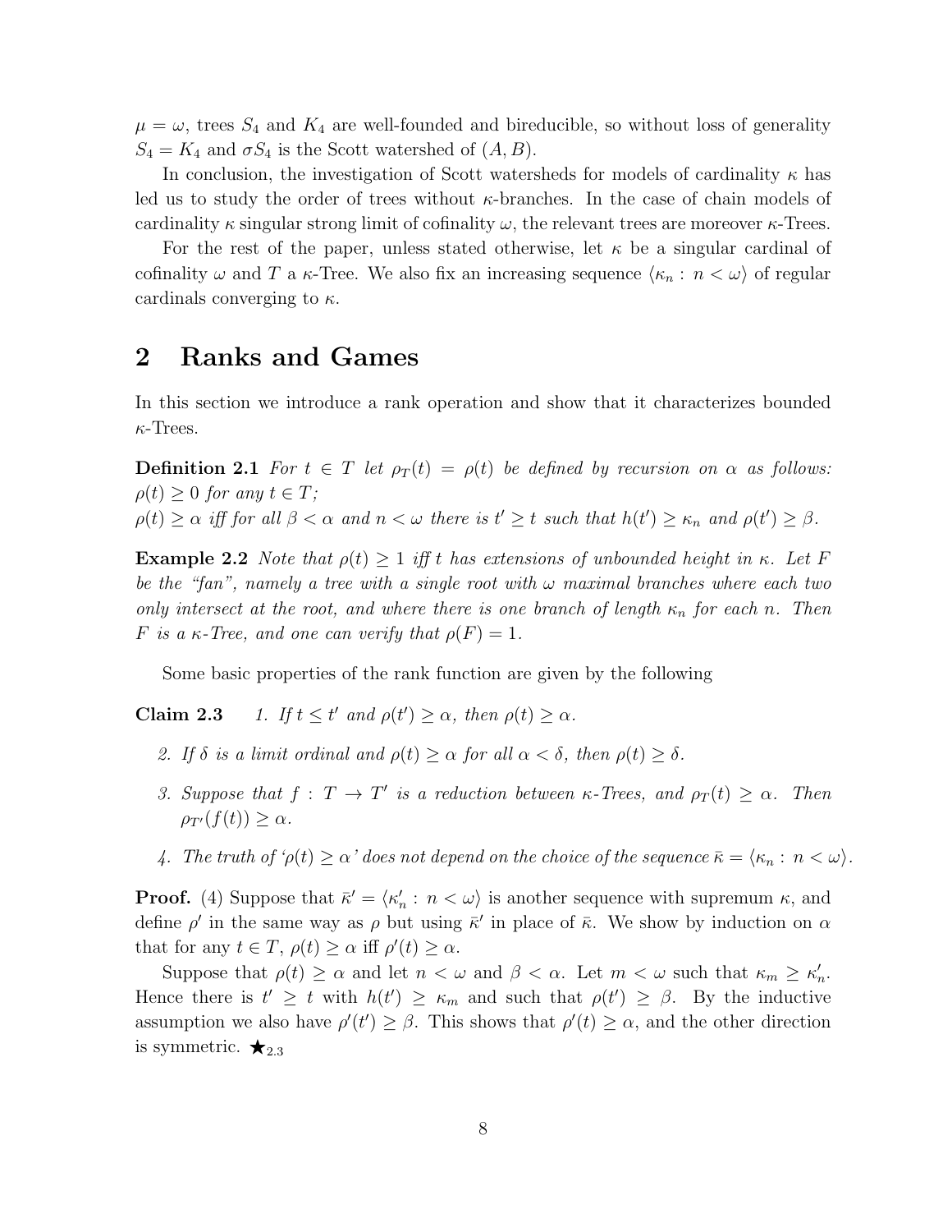$\mu = \omega$, trees $S_4$ and $K_4$ are well-founded and bireducible, so without loss of generality $S_4 = K_4$ and $\sigma S_4$ is the Scott watershed of $(A, B)$.

In conclusion, the investigation of Scott watersheds for models of cardinality $\kappa$ has led us to study the order of trees without $\kappa$-branches. In the case of chain models of cardinality $\kappa$ singular strong limit of cofinality $\omega$, the relevant trees are moreover $\kappa$-Trees.

For the rest of the paper, unless stated otherwise, let $\kappa$ be a singular cardinal of cofinality $\omega$ and $T$ a $\kappa$-Tree. We also fix an increasing sequence $\langle \kappa_n : n < \omega \rangle$ of regular cardinals converging to $\kappa$.

## 2 Ranks and Games

In this section we introduce a rank operation and show that it characterizes bounded $\kappa$-Trees.

**Definition 2.1** *For $t \in T$ let $\rho_T(t) = \rho(t)$ be defined by recursion on $\alpha$ as follows: $\rho(t) \geq 0$ for any $t \in T$;*
*$\rho(t) \geq \alpha$ iff for all $\beta < \alpha$ and $n < \omega$ there is $t' \geq t$ such that $h(t') \geq \kappa_n$ and $\rho(t') \geq \beta$.*

**Example 2.2** *Note that $\rho(t) \geq 1$ iff $t$ has extensions of unbounded height in $\kappa$. Let $F$ be the "fan", namely a tree with a single root with $\omega$ maximal branches where each two only intersect at the root, and where there is one branch of length $\kappa_n$ for each $n$. Then $F$ is a $\kappa$-Tree, and one can verify that $\rho(F) = 1$.*

Some basic properties of the rank function are given by the following

**Claim 2.3**

1. *If $t \leq t'$ and $\rho(t') \geq \alpha$, then $\rho(t) \geq \alpha$.*
2. *If $\delta$ is a limit ordinal and $\rho(t) \geq \alpha$ for all $\alpha < \delta$, then $\rho(t) \geq \delta$.*
3. *Suppose that $f : T \to T'$ is a reduction between $\kappa$-Trees, and $\rho_T(t) \geq \alpha$. Then $\rho_{T'}(f(t)) \geq \alpha$.*
4. *The truth of '$\rho(t) \geq \alpha$' does not depend on the choice of the sequence $\bar{\kappa} = \langle \kappa_n : n < \omega \rangle$.*

**Proof.** (4) Suppose that $\bar{\kappa}' = \langle \kappa'_n : n < \omega \rangle$ is another sequence with supremum $\kappa$, and define $\rho'$ in the same way as $\rho$ but using $\bar{\kappa}'$ in place of $\bar{\kappa}$. We show by induction on $\alpha$ that for any $t \in T$, $\rho(t) \geq \alpha$ iff $\rho'(t) \geq \alpha$.

Suppose that $\rho(t) \geq \alpha$ and let $n < \omega$ and $\beta < \alpha$. Let $m < \omega$ such that $\kappa_m \geq \kappa'_n$. Hence there is $t' \geq t$ with $h(t') \geq \kappa_m$ and such that $\rho(t') \geq \beta$. By the inductive assumption we also have $\rho'(t') \geq \beta$. This shows that $\rho'(t) \geq \alpha$, and the other direction is symmetric. $\bigstar_{2.3}$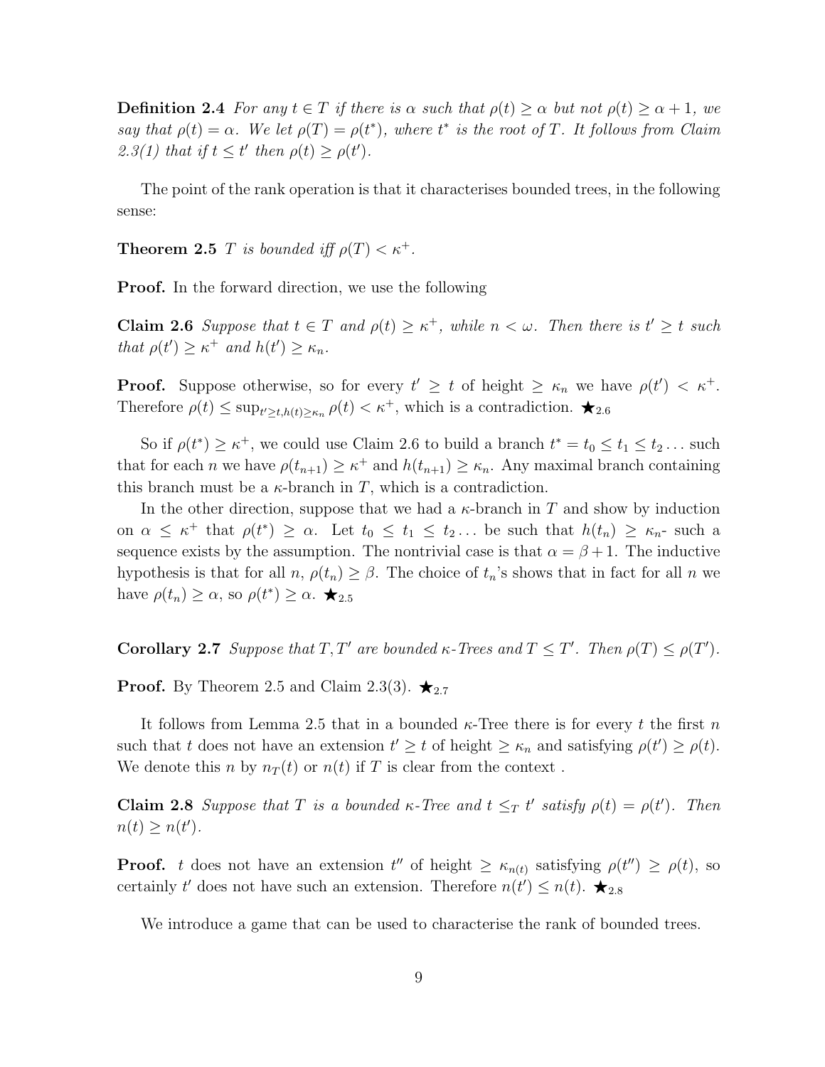**Definition 2.4** *For any $t \in T$ if there is $\alpha$ such that $\rho(t) \geq \alpha$ but not $\rho(t) \geq \alpha + 1$, we say that $\rho(t) = \alpha$. We let $\rho(T) = \rho(t^*)$, where $t^*$ is the root of $T$. It follows from Claim 2.3(1) that if $t \leq t'$ then $\rho(t) \geq \rho(t')$.*

The point of the rank operation is that it characterises bounded trees, in the following sense:

**Theorem 2.5** *$T$ is bounded iff $\rho(T) < \kappa^+$.*

**Proof.** In the forward direction, we use the following

**Claim 2.6** *Suppose that $t \in T$ and $\rho(t) \geq \kappa^+$, while $n < \omega$. Then there is $t' \geq t$ such that $\rho(t') \geq \kappa^+$ and $h(t') \geq \kappa_n$.*

**Proof.** Suppose otherwise, so for every $t' \geq t$ of height $\geq \kappa_n$ we have $\rho(t') < \kappa^+$. Therefore $\rho(t) \leq \sup_{t' \geq t, h(t) \geq \kappa_n} \rho(t) < \kappa^+$, which is a contradiction. $\bigstar_{2.6}$

So if $\rho(t^*) \geq \kappa^+$, we could use Claim 2.6 to build a branch $t^* = t_0 \leq t_1 \leq t_2 \ldots$ such that for each $n$ we have $\rho(t_{n+1}) \geq \kappa^+$ and $h(t_{n+1}) \geq \kappa_n$. Any maximal branch containing this branch must be a $\kappa$-branch in $T$, which is a contradiction.

In the other direction, suppose that we had a $\kappa$-branch in $T$ and show by induction on $\alpha \leq \kappa^+$ that $\rho(t^*) \geq \alpha$. Let $t_0 \leq t_1 \leq t_2 \ldots$ be such that $h(t_n) \geq \kappa_n$- such a sequence exists by the assumption. The nontrivial case is that $\alpha = \beta + 1$. The inductive hypothesis is that for all $n$, $\rho(t_n) \geq \beta$. The choice of $t_n$'s shows that in fact for all $n$ we have $\rho(t_n) \geq \alpha$, so $\rho(t^*) \geq \alpha$. $\bigstar_{2.5}$

**Corollary 2.7** *Suppose that $T, T'$ are bounded $\kappa$-Trees and $T \leq T'$. Then $\rho(T) \leq \rho(T')$.*

**Proof.** By Theorem 2.5 and Claim 2.3(3). $\bigstar_{2.7}$

It follows from Lemma 2.5 that in a bounded $\kappa$-Tree there is for every $t$ the first $n$ such that $t$ does not have an extension $t' \geq t$ of height $\geq \kappa_n$ and satisfying $\rho(t') \geq \rho(t)$. We denote this $n$ by $n_T(t)$ or $n(t)$ if $T$ is clear from the context .

**Claim 2.8** *Suppose that $T$ is a bounded $\kappa$-Tree and $t \leq_T t'$ satisfy $\rho(t) = \rho(t')$. Then $n(t) \geq n(t')$.*

**Proof.** $t$ does not have an extension $t''$ of height $\geq \kappa_{n(t)}$ satisfying $\rho(t'') \geq \rho(t)$, so certainly $t'$ does not have such an extension. Therefore $n(t') \leq n(t)$. $\bigstar_{2.8}$

We introduce a game that can be used to characterise the rank of bounded trees.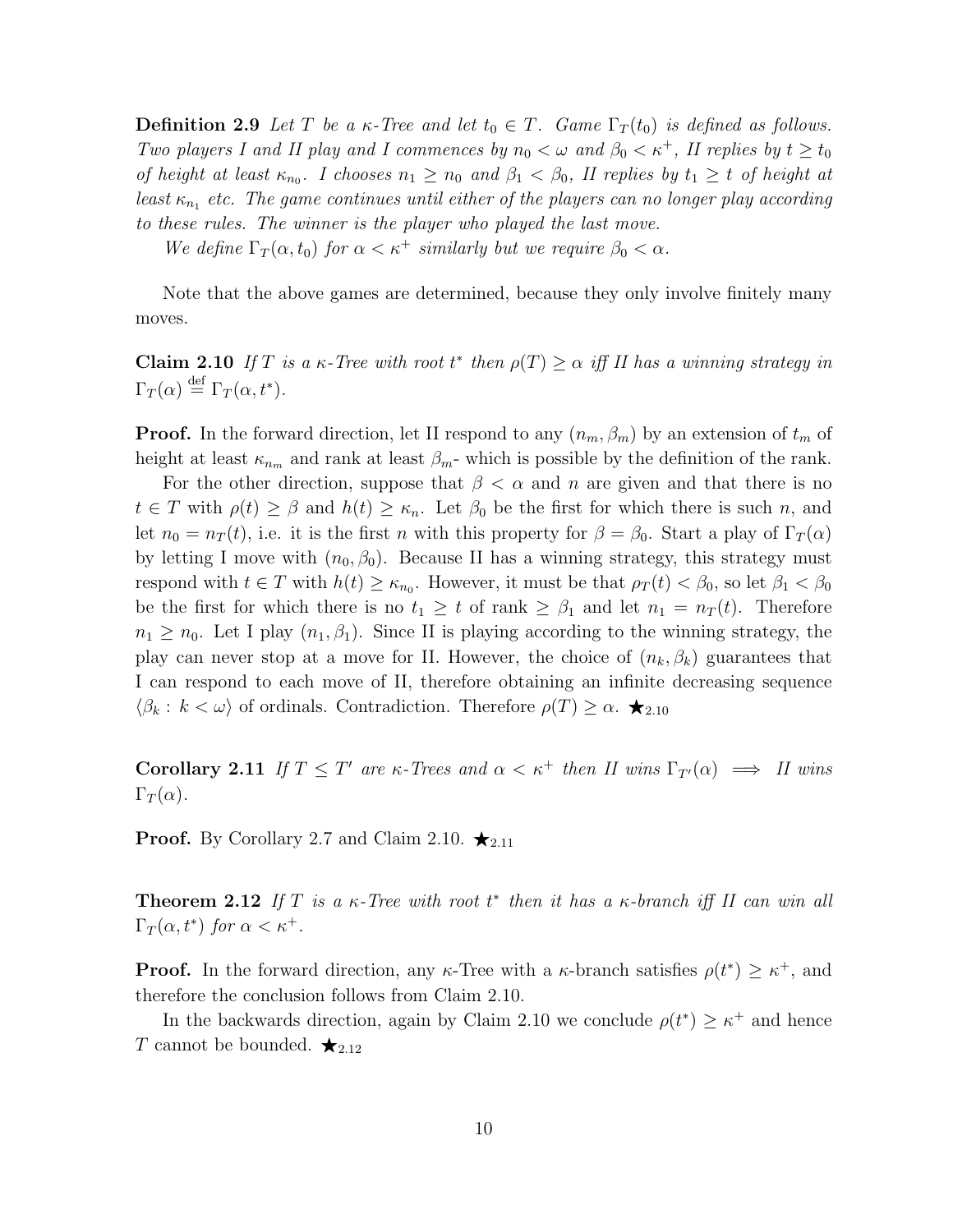**Definition 2.9** *Let $T$ be a $\kappa$-Tree and let $t_0 \in T$. Game $\Gamma_T(t_0)$ is defined as follows. Two players I and II play and I commences by $n_0 < \omega$ and $\beta_0 < \kappa^+$, II replies by $t \geq t_0$ of height at least $\kappa_{n_0}$. I chooses $n_1 \geq n_0$ and $\beta_1 < \beta_0$, II replies by $t_1 \geq t$ of height at least $\kappa_{n_1}$ etc. The game continues until either of the players can no longer play according to these rules. The winner is the player who played the last move.*

*We define $\Gamma_T(\alpha, t_0)$ for $\alpha < \kappa^+$ similarly but we require $\beta_0 < \alpha$.*

Note that the above games are determined, because they only involve finitely many moves.

**Claim 2.10** *If $T$ is a $\kappa$-Tree with root $t^*$ then $\rho(T) \geq \alpha$ iff II has a winning strategy in $\Gamma_T(\alpha) \stackrel{\text{def}}{=} \Gamma_T(\alpha, t^*)$.*

**Proof.** In the forward direction, let II respond to any $(n_m, \beta_m)$ by an extension of $t_m$ of height at least $\kappa_{n_m}$ and rank at least $\beta_m$- which is possible by the definition of the rank.

For the other direction, suppose that $\beta < \alpha$ and $n$ are given and that there is no $t \in T$ with $\rho(t) \geq \beta$ and $h(t) \geq \kappa_n$. Let $\beta_0$ be the first for which there is such $n$, and let $n_0 = n_T(t)$, i.e. it is the first $n$ with this property for $\beta = \beta_0$. Start a play of $\Gamma_T(\alpha)$ by letting I move with $(n_0, \beta_0)$. Because II has a winning strategy, this strategy must respond with $t \in T$ with $h(t) \geq \kappa_{n_0}$. However, it must be that $\rho_T(t) < \beta_0$, so let $\beta_1 < \beta_0$ be the first for which there is no $t_1 \geq t$ of rank $\geq \beta_1$ and let $n_1 = n_T(t)$. Therefore $n_1 \geq n_0$. Let I play $(n_1, \beta_1)$. Since II is playing according to the winning strategy, the play can never stop at a move for II. However, the choice of $(n_k, \beta_k)$ guarantees that I can respond to each move of II, therefore obtaining an infinite decreasing sequence $\langle \beta_k : k < \omega \rangle$ of ordinals. Contradiction. Therefore $\rho(T) \geq \alpha$. $\bigstar_{2.10}$

**Corollary 2.11** *If $T \leq T'$ are $\kappa$-Trees and $\alpha < \kappa^+$ then II wins $\Gamma_{T'}(\alpha) \implies$ II wins $\Gamma_T(\alpha)$.*

**Proof.** By Corollary 2.7 and Claim 2.10. $\bigstar_{2.11}$

**Theorem 2.12** *If $T$ is a $\kappa$-Tree with root $t^*$ then it has a $\kappa$-branch iff II can win all $\Gamma_T(\alpha, t^*)$ for $\alpha < \kappa^+$.*

**Proof.** In the forward direction, any $\kappa$-Tree with a $\kappa$-branch satisfies $\rho(t^*) \geq \kappa^+$, and therefore the conclusion follows from Claim 2.10.

In the backwards direction, again by Claim 2.10 we conclude $\rho(t^*) \geq \kappa^+$ and hence $T$ cannot be bounded. $\bigstar_{2.12}$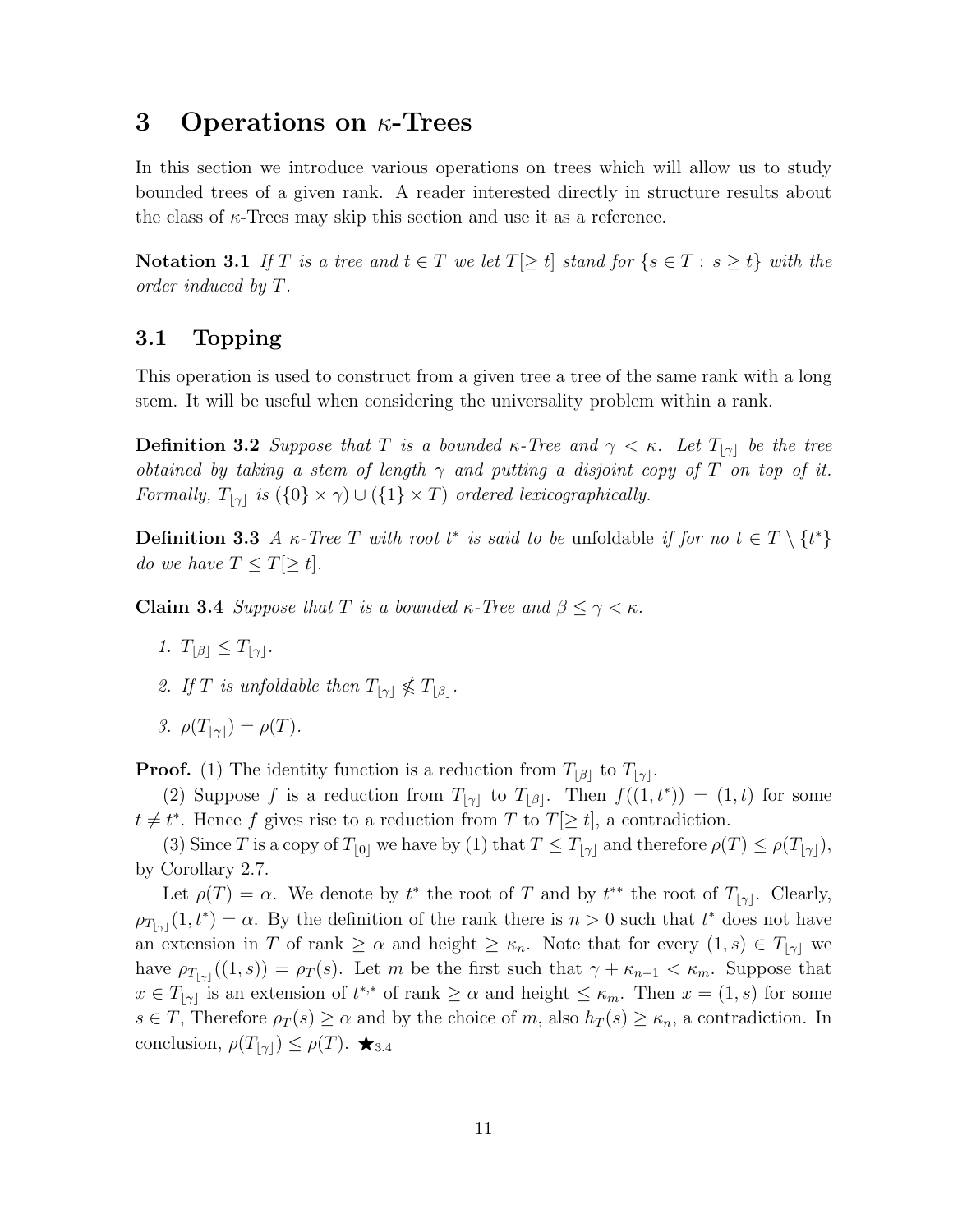## 3 Operations on $\kappa$-Trees

In this section we introduce various operations on trees which will allow us to study bounded trees of a given rank. A reader interested directly in structure results about the class of $\kappa$-Trees may skip this section and use it as a reference.

**Notation 3.1** *If $T$ is a tree and $t \in T$ we let $T[\geq t]$ stand for $\{s \in T : s \geq t\}$ with the order induced by $T$.*

### 3.1 Topping

This operation is used to construct from a given tree a tree of the same rank with a long stem. It will be useful when considering the universality problem within a rank.

**Definition 3.2** *Suppose that $T$ is a bounded $\kappa$-Tree and $\gamma < \kappa$. Let $T_{\lfloor \gamma \rfloor}$ be the tree obtained by taking a stem of length $\gamma$ and putting a disjoint copy of $T$ on top of it. Formally, $T_{\lfloor \gamma \rfloor}$ is $(\{0\} \times \gamma) \cup (\{1\} \times T)$ ordered lexicographically.*

**Definition 3.3** *A $\kappa$-Tree $T$ with root $t^*$ is said to be* unfoldable *if for no $t \in T \setminus \{t^*\}$ do we have $T \leq T[\geq t]$.*

**Claim 3.4** *Suppose that $T$ is a bounded $\kappa$-Tree and $\beta \leq \gamma < \kappa$.*

1. *$T_{\lfloor \beta \rfloor} \leq T_{\lfloor \gamma \rfloor}$.*
2. *If $T$ is unfoldable then $T_{\lfloor \gamma \rfloor} \not\leq T_{\lfloor \beta \rfloor}$.*
3. *$\rho(T_{\lfloor \gamma \rfloor}) = \rho(T)$.*

**Proof.** (1) The identity function is a reduction from $T_{\lfloor \beta \rfloor}$ to $T_{\lfloor \gamma \rfloor}$.

(2) Suppose $f$ is a reduction from $T_{\lfloor \gamma \rfloor}$ to $T_{\lfloor \beta \rfloor}$. Then $f((1, t^*)) = (1, t)$ for some $t \neq t^*$. Hence $f$ gives rise to a reduction from $T$ to $T[\geq t]$, a contradiction.

(3) Since $T$ is a copy of $T_{\lfloor 0 \rfloor}$ we have by (1) that $T \leq T_{\lfloor \gamma \rfloor}$ and therefore $\rho(T) \leq \rho(T_{\lfloor \gamma \rfloor})$, by Corollary 2.7.

Let $\rho(T) = \alpha$. We denote by $t^*$ the root of $T$ and by $t^{**}$ the root of $T_{\lfloor \gamma \rfloor}$. Clearly, $\rho_{T_{\lfloor \gamma \rfloor}}(1, t^*) = \alpha$. By the definition of the rank there is $n > 0$ such that $t^*$ does not have an extension in $T$ of rank $\geq \alpha$ and height $\geq \kappa_n$. Note that for every $(1, s) \in T_{\lfloor \gamma \rfloor}$ we have $\rho_{T_{\lfloor \gamma \rfloor}}((1, s)) = \rho_T(s)$. Let $m$ be the first such that $\gamma + \kappa_{n-1} < \kappa_m$. Suppose that $x \in T_{\lfloor \gamma \rfloor}$ is an extension of $t^{*,*}$ of rank $\geq \alpha$ and height $\leq \kappa_m$. Then $x = (1, s)$ for some $s \in T$, Therefore $\rho_T(s) \geq \alpha$ and by the choice of $m$, also $h_T(s) \geq \kappa_n$, a contradiction. In conclusion, $\rho(T_{\lfloor \gamma \rfloor}) \leq \rho(T)$. $\bigstar_{3.4}$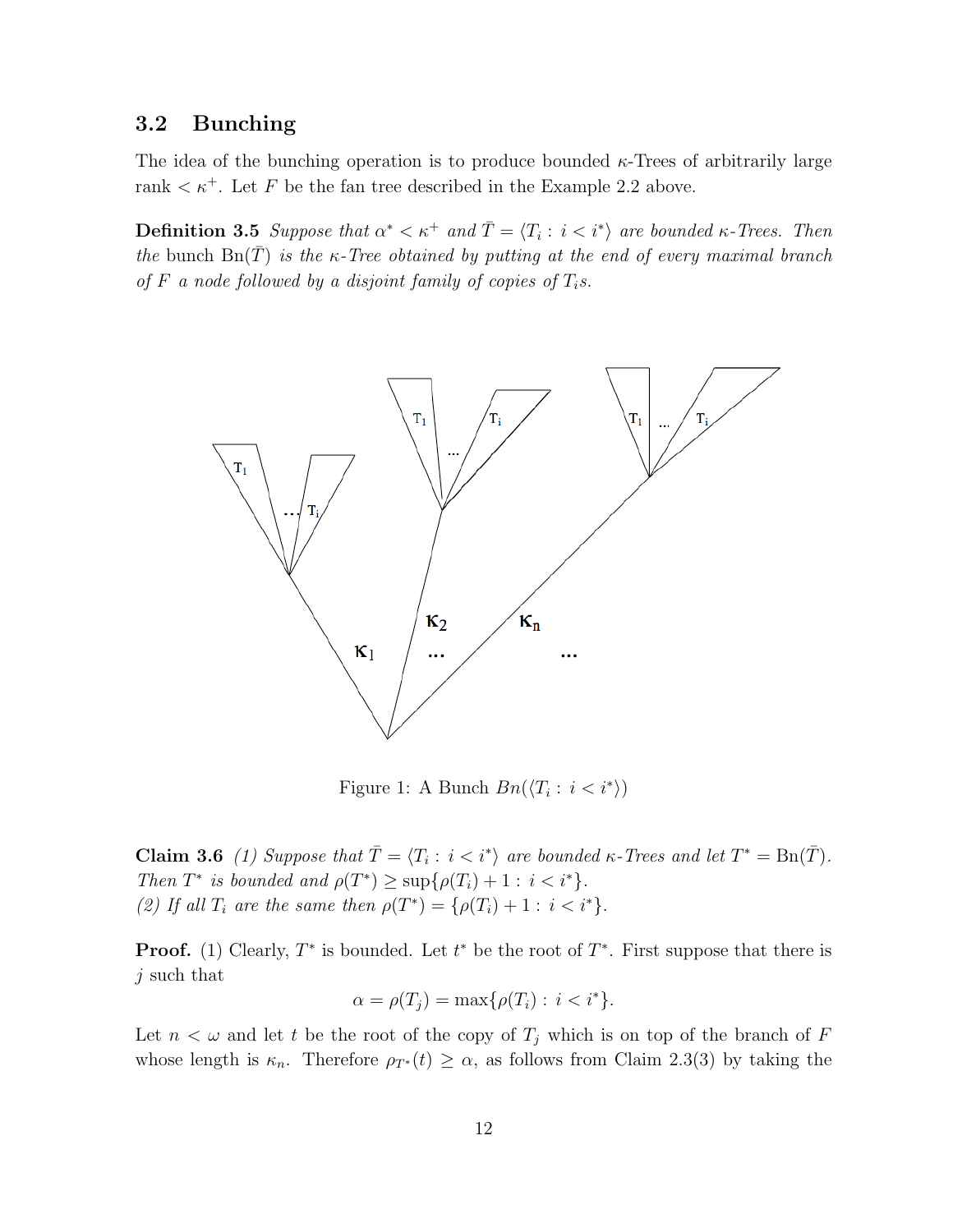### 3.2 Bunching

The idea of the bunching operation is to produce bounded $\kappa$-Trees of arbitrarily large rank $< \kappa^+$. Let $F$ be the fan tree described in the Example 2.2 above.

**Definition 3.5** *Suppose that $\alpha^* < \kappa^+$ and $\bar{T} = \langle T_i : i < i^* \rangle$ are bounded $\kappa$-Trees. Then the* bunch $\mathrm{Bn}(\bar{T})$ *is the $\kappa$-Tree obtained by putting at the end of every maximal branch of $F$ a node followed by a disjoint family of copies of $T_i$s.*

Figure 1: A Bunch $Bn(\langle T_i : i < i^* \rangle)$

**Claim 3.6** *(1) Suppose that $\bar{T} = \langle T_i : i < i^* \rangle$ are bounded $\kappa$-Trees and let $T^* = \mathrm{Bn}(\bar{T})$. Then $T^*$ is bounded and $\rho(T^*) \geq \sup\{\rho(T_i) + 1 : i < i^*\}$.*
*(2) If all $T_i$ are the same then $\rho(T^*) = \{\rho(T_i) + 1 : i < i^*\}$.*

**Proof.** (1) Clearly, $T^*$ is bounded. Let $t^*$ be the root of $T^*$. First suppose that there is $j$ such that

$$\alpha = \rho(T_j) = \max\{\rho(T_i) : i < i^*\}.$$

Let $n < \omega$ and let $t$ be the root of the copy of $T_j$ which is on top of the branch of $F$ whose length is $\kappa_n$. Therefore $\rho_{T^*}(t) \geq \alpha$, as follows from Claim 2.3(3) by taking the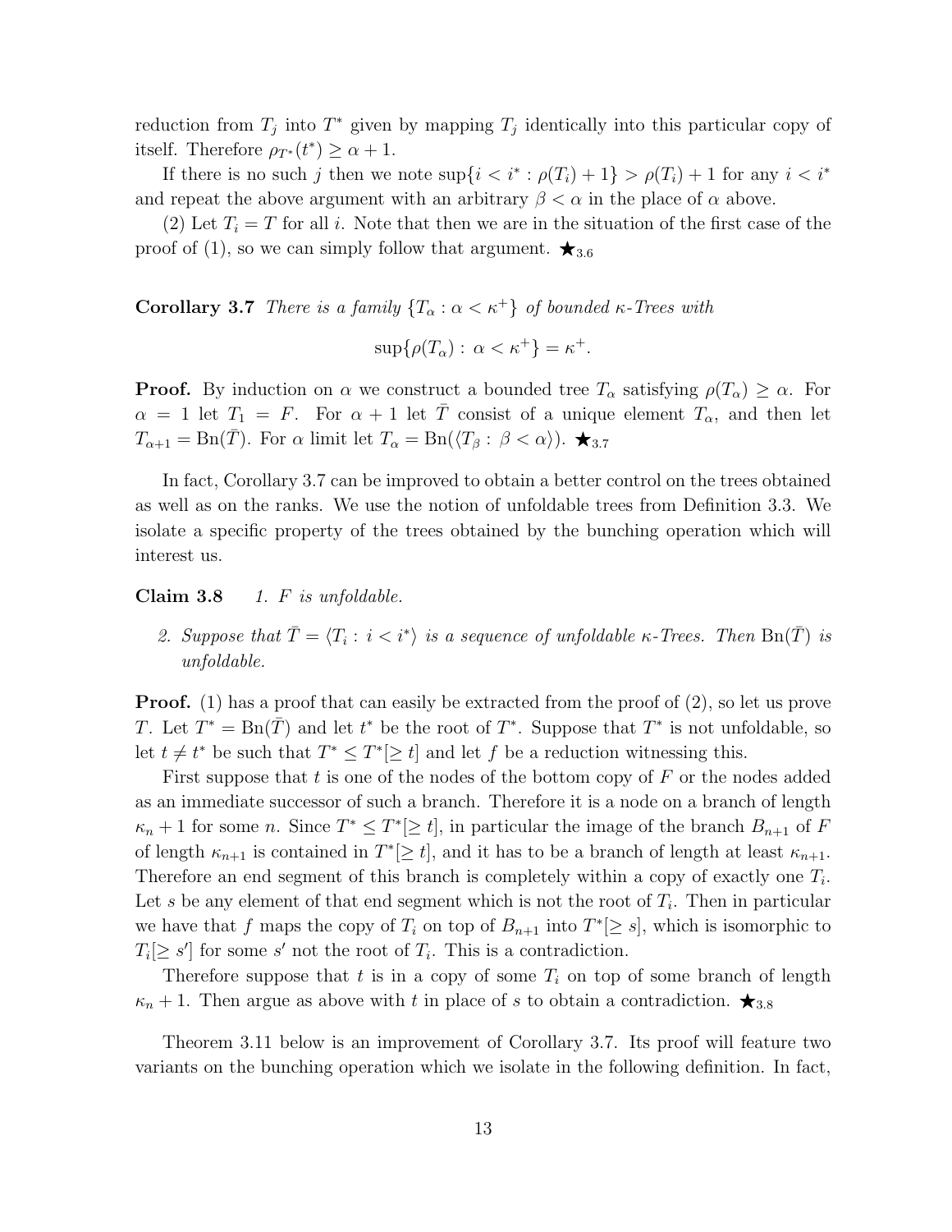reduction from $T_j$ into $T^*$ given by mapping $T_j$ identically into this particular copy of itself. Therefore $\rho_{T^*}(t^*) \geq \alpha + 1$.

If there is no such $j$ then we note $\sup\{i < i^* : \rho(T_i) + 1\} > \rho(T_i) + 1$ for any $i < i^*$ and repeat the above argument with an arbitrary $\beta < \alpha$ in the place of $\alpha$ above.

(2) Let $T_i = T$ for all $i$. Note that then we are in the situation of the first case of the proof of (1), so we can simply follow that argument. $\bigstar_{3.6}$

**Corollary 3.7** *There is a family $\{T_\alpha : \alpha < \kappa^+\}$ of bounded $\kappa$-Trees with*

$$\sup\{\rho(T_\alpha) : \alpha < \kappa^+\} = \kappa^+.$$

**Proof.** By induction on $\alpha$ we construct a bounded tree $T_\alpha$ satisfying $\rho(T_\alpha) \geq \alpha$. For $\alpha = 1$ let $T_1 = F$. For $\alpha + 1$ let $\bar{T}$ consist of a unique element $T_\alpha$, and then let $T_{\alpha+1} = \mathrm{Bn}(\bar{T})$. For $\alpha$ limit let $T_\alpha = \mathrm{Bn}(\langle T_\beta : \beta < \alpha \rangle)$. $\bigstar_{3.7}$

In fact, Corollary 3.7 can be improved to obtain a better control on the trees obtained as well as on the ranks. We use the notion of unfoldable trees from Definition 3.3. We isolate a specific property of the trees obtained by the bunching operation which will interest us.

**Claim 3.8** *1. $F$ is unfoldable.*

*2. Suppose that $\bar{T} = \langle T_i : i < i^* \rangle$ is a sequence of unfoldable $\kappa$-Trees. Then $\mathrm{Bn}(\bar{T})$ is unfoldable.*

**Proof.** (1) has a proof that can easily be extracted from the proof of (2), so let us prove $T$. Let $T^* = \mathrm{Bn}(\bar{T})$ and let $t^*$ be the root of $T^*$. Suppose that $T^*$ is not unfoldable, so let $t \neq t^*$ be such that $T^* \leq T^*[\geq t]$ and let $f$ be a reduction witnessing this.

First suppose that $t$ is one of the nodes of the bottom copy of $F$ or the nodes added as an immediate successor of such a branch. Therefore it is a node on a branch of length $\kappa_n + 1$ for some $n$. Since $T^* \leq T^*[\geq t]$, in particular the image of the branch $B_{n+1}$ of $F$ of length $\kappa_{n+1}$ is contained in $T^*[\geq t]$, and it has to be a branch of length at least $\kappa_{n+1}$. Therefore an end segment of this branch is completely within a copy of exactly one $T_i$. Let $s$ be any element of that end segment which is not the root of $T_i$. Then in particular we have that $f$ maps the copy of $T_i$ on top of $B_{n+1}$ into $T^*[\geq s]$, which is isomorphic to $T_i[\geq s']$ for some $s'$ not the root of $T_i$. This is a contradiction.

Therefore suppose that $t$ is in a copy of some $T_i$ on top of some branch of length $\kappa_n + 1$. Then argue as above with $t$ in place of $s$ to obtain a contradiction. $\bigstar_{3.8}$

Theorem 3.11 below is an improvement of Corollary 3.7. Its proof will feature two variants on the bunching operation which we isolate in the following definition. In fact,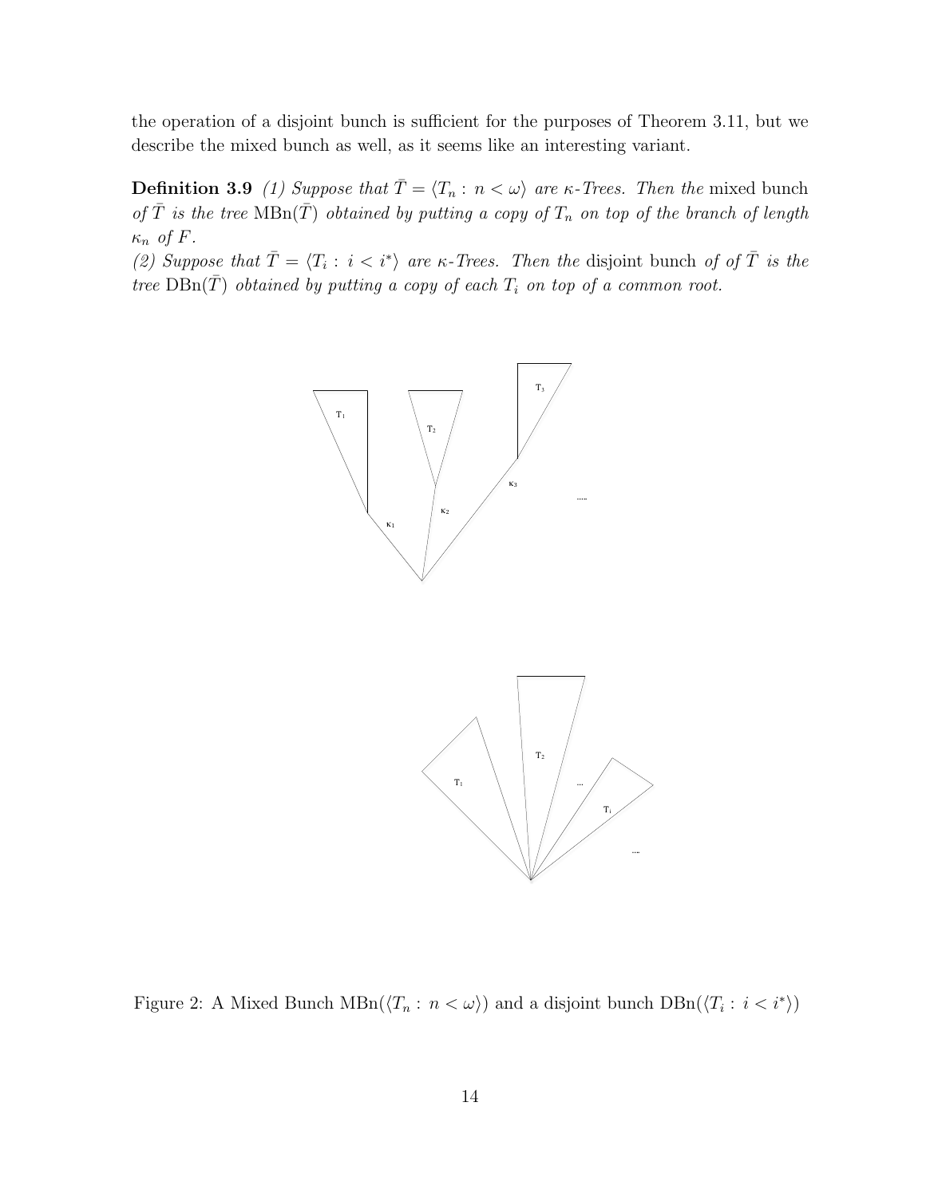the operation of a disjoint bunch is sufficient for the purposes of Theorem 3.11, but we describe the mixed bunch as well, as it seems like an interesting variant.

**Definition 3.9** *(1) Suppose that $\bar{T} = \langle T_n : n < \omega \rangle$ are $\kappa$-Trees. Then the* mixed bunch *of $\bar{T}$ is the tree $\mathrm{MBn}(\bar{T})$ obtained by putting a copy of $T_n$ on top of the branch of length $\kappa_n$ of $F$.*
*(2) Suppose that $\bar{T} = \langle T_i : i < i^* \rangle$ are $\kappa$-Trees. Then the* disjoint bunch *of of $\bar{T}$ is the tree $\mathrm{DBn}(\bar{T})$ obtained by putting a copy of each $T_i$ on top of a common root.*

Figure 2: A Mixed Bunch $\mathrm{MBn}(\langle T_n : n < \omega \rangle)$ and a disjoint bunch $\mathrm{DBn}(\langle T_i : i < i^* \rangle)$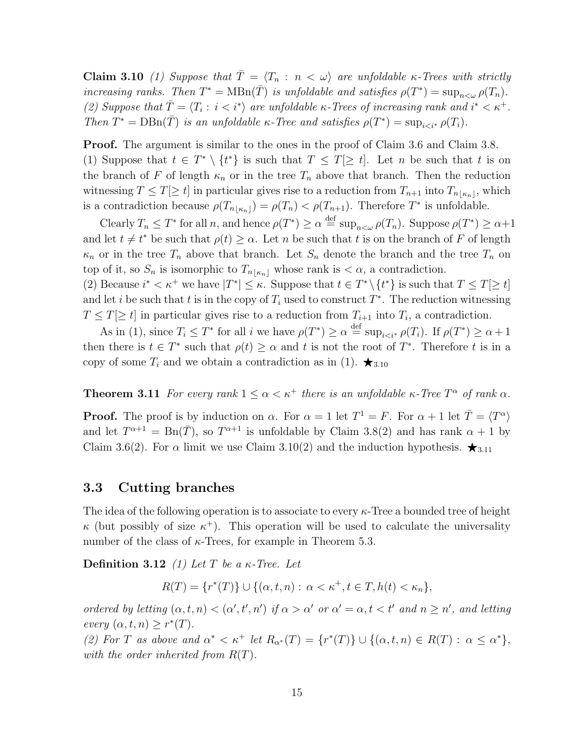**Claim 3.10** *(1) Suppose that $\bar{T} = \langle T_n : n < \omega \rangle$ are unfoldable $\kappa$-Trees with strictly increasing ranks. Then $T^* = \mathrm{MBn}(\bar{T})$ is unfoldable and satisfies $\rho(T^*) = \sup_{n<\omega} \rho(T_n)$.*
*(2) Suppose that $\bar{T} = \langle T_i : i < i^* \rangle$ are unfoldable $\kappa$-Trees of increasing rank and $i^* < \kappa^+$. Then $T^* = \mathrm{DBn}(\bar{T})$ is an unfoldable $\kappa$-Tree and satisfies $\rho(T^*) = \sup_{i<i^*} \rho(T_i)$.*

**Proof.** The argument is similar to the ones in the proof of Claim 3.6 and Claim 3.8.
(1) Suppose that $t \in T^* \setminus \{t^*\}$ is such that $T \leq T[\geq t]$. Let $n$ be such that $t$ is on the branch of $F$ of length $\kappa_n$ or in the tree $T_n$ above that branch. Then the reduction witnessing $T \leq T[\geq t]$ in particular gives rise to a reduction from $T_{n+1}$ into $T_{n\lfloor \kappa_n \rfloor}$, which is a contradiction because $\rho(T_{n\lfloor \kappa_n \rfloor}) = \rho(T_n) < \rho(T_{n+1})$. Therefore $T^*$ is unfoldable.

Clearly $T_n \leq T^*$ for all $n$, and hence $\rho(T^*) \geq \alpha \stackrel{\text{def}}{=} \sup_{n<\omega} \rho(T_n)$. Suppose $\rho(T^*) \geq \alpha + 1$ and let $t \neq t^*$ be such that $\rho(t) \geq \alpha$. Let $n$ be such that $t$ is on the branch of $F$ of length $\kappa_n$ or in the tree $T_n$ above that branch. Let $S_n$ denote the branch and the tree $T_n$ on top of it, so $S_n$ is isomorphic to $T_{n\lfloor \kappa_n \rfloor}$ whose rank is $< \alpha$, a contradiction.
(2) Because $i^* < \kappa^+$ we have $|T^*| \leq \kappa$. Suppose that $t \in T^* \setminus \{t^*\}$ is such that $T \leq T[\geq t]$ and let $i$ be such that $t$ is in the copy of $T_i$ used to construct $T^*$. The reduction witnessing $T \leq T[\geq t]$ in particular gives rise to a reduction from $T_{i+1}$ into $T_i$, a contradiction.

As in (1), since $T_i \leq T^*$ for all $i$ we have $\rho(T^*) \geq \alpha \stackrel{\text{def}}{=} \sup_{i<i^*} \rho(T_i)$. If $\rho(T^*) \geq \alpha + 1$ then there is $t \in T^*$ such that $\rho(t) \geq \alpha$ and $t$ is not the root of $T^*$. Therefore $t$ is in a copy of some $T_i$ and we obtain a contradiction as in (1). $\bigstar_{3.10}$

**Theorem 3.11** *For every rank $1 \leq \alpha < \kappa^+$ there is an unfoldable $\kappa$-Tree $T^\alpha$ of rank $\alpha$.*

**Proof.** The proof is by induction on $\alpha$. For $\alpha = 1$ let $T^1 = F$. For $\alpha + 1$ let $\bar{T} = \langle T^\alpha \rangle$ and let $T^{\alpha+1} = \mathrm{Bn}(\bar{T})$, so $T^{\alpha+1}$ is unfoldable by Claim 3.8(2) and has rank $\alpha + 1$ by Claim 3.6(2). For $\alpha$ limit we use Claim 3.10(2) and the induction hypothesis. $\bigstar_{3.11}$

## 3.3 Cutting branches

The idea of the following operation is to associate to every $\kappa$-Tree a bounded tree of height $\kappa$ (but possibly of size $\kappa^+$). This operation will be used to calculate the universality number of the class of $\kappa$-Trees, for example in Theorem 5.3.

**Definition 3.12** *(1) Let $T$ be a $\kappa$-Tree. Let*

$$R(T) = \{r^*(T)\} \cup \{(\alpha, t, n) : \alpha < \kappa^+, t \in T, h(t) < \kappa_n\},$$

*ordered by letting $(\alpha, t, n) < (\alpha', t', n')$ if $\alpha > \alpha'$ or $\alpha' = \alpha, t < t'$ and $n \geq n'$, and letting every $(\alpha, t, n) \geq r^*(T)$.*
*(2) For $T$ as above and $\alpha^* < \kappa^+$ let $R_{\alpha^*}(T) = \{r^*(T)\} \cup \{(\alpha, t, n) \in R(T) : \alpha \leq \alpha^*\}$, with the order inherited from $R(T)$.*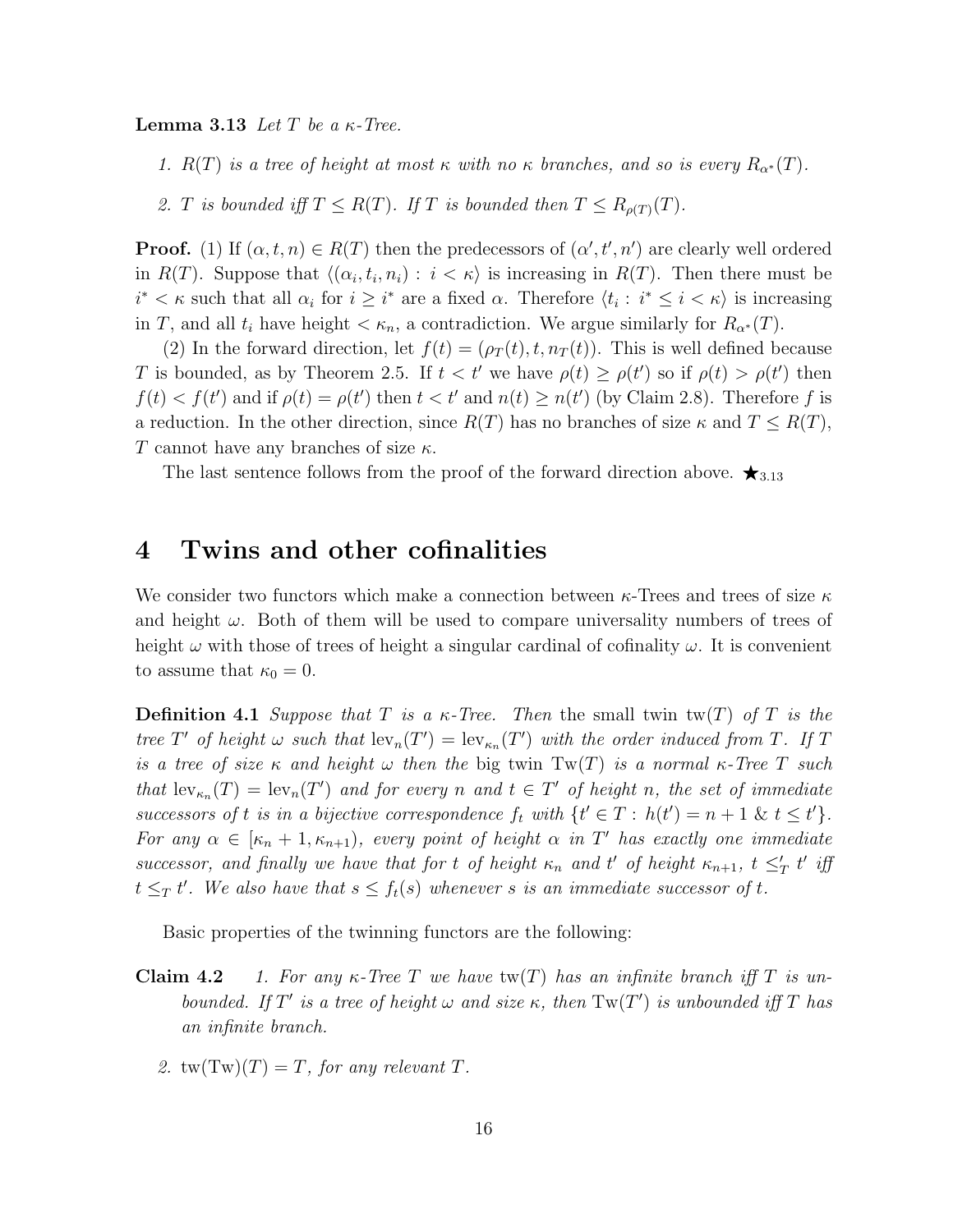**Lemma 3.13** *Let $T$ be a $\kappa$-Tree.*

1. *$R(T)$ is a tree of height at most $\kappa$ with no $\kappa$ branches, and so is every $R_{\alpha^*}(T)$.*
2. *$T$ is bounded iff $T \leq R(T)$. If $T$ is bounded then $T \leq R_{\rho(T)}(T)$.*

**Proof.** (1) If $(\alpha, t, n) \in R(T)$ then the predecessors of $(\alpha', t', n')$ are clearly well ordered in $R(T)$. Suppose that $\langle (\alpha_i, t_i, n_i) : i < \kappa \rangle$ is increasing in $R(T)$. Then there must be $i^* < \kappa$ such that all $\alpha_i$ for $i \geq i^*$ are a fixed $\alpha$. Therefore $\langle t_i : i^* \leq i < \kappa \rangle$ is increasing in $T$, and all $t_i$ have height $< \kappa_n$, a contradiction. We argue similarly for $R_{\alpha^*}(T)$.

(2) In the forward direction, let $f(t) = (\rho_T(t), t, n_T(t))$. This is well defined because $T$ is bounded, as by Theorem 2.5. If $t < t'$ we have $\rho(t) \geq \rho(t')$ so if $\rho(t) > \rho(t')$ then $f(t) < f(t')$ and if $\rho(t) = \rho(t')$ then $t < t'$ and $n(t) \geq n(t')$ (by Claim 2.8). Therefore $f$ is a reduction. In the other direction, since $R(T)$ has no branches of size $\kappa$ and $T \leq R(T)$, $T$ cannot have any branches of size $\kappa$.

The last sentence follows from the proof of the forward direction above. $\bigstar_{3.13}$

# 4 Twins and other cofinalities

We consider two functors which make a connection between $\kappa$-Trees and trees of size $\kappa$ and height $\omega$. Both of them will be used to compare universality numbers of trees of height $\omega$ with those of trees of height a singular cardinal of cofinality $\omega$. It is convenient to assume that $\kappa_0 = 0$.

**Definition 4.1** *Suppose that $T$ is a $\kappa$-Tree. Then* the small twin $\mathrm{tw}(T)$ *of $T$ is the tree $T'$ of height $\omega$ such that $\mathrm{lev}_n(T') = \mathrm{lev}_{\kappa_n}(T')$ with the order induced from $T$. If $T$ is a tree of size $\kappa$ and height $\omega$ then the* big twin $\mathrm{Tw}(T)$ *is a normal $\kappa$-Tree $T$ such that $\mathrm{lev}_{\kappa_n}(T) = \mathrm{lev}_n(T')$ and for every $n$ and $t \in T'$ of height $n$, the set of immediate successors of $t$ is in a bijective correspondence $f_t$ with $\{t' \in T : h(t') = n+1 \ \&\ t \leq t'\}$. For any $\alpha \in [\kappa_n + 1, \kappa_{n+1})$, every point of height $\alpha$ in $T'$ has exactly one immediate successor, and finally we have that for $t$ of height $\kappa_n$ and $t'$ of height $\kappa_{n+1}$, $t \leq'_T t'$ iff $t \leq_T t'$. We also have that $s \leq f_t(s)$ whenever $s$ is an immediate successor of $t$.*

Basic properties of the twinning functors are the following:

**Claim 4.2**

1. *For any $\kappa$-Tree $T$ we have $\mathrm{tw}(T)$ has an infinite branch iff $T$ is unbounded. If $T'$ is a tree of height $\omega$ and size $\kappa$, then $\mathrm{Tw}(T')$ is unbounded iff $T$ has an infinite branch.*
2. *$\mathrm{tw}(\mathrm{Tw})(T) = T$, for any relevant $T$.*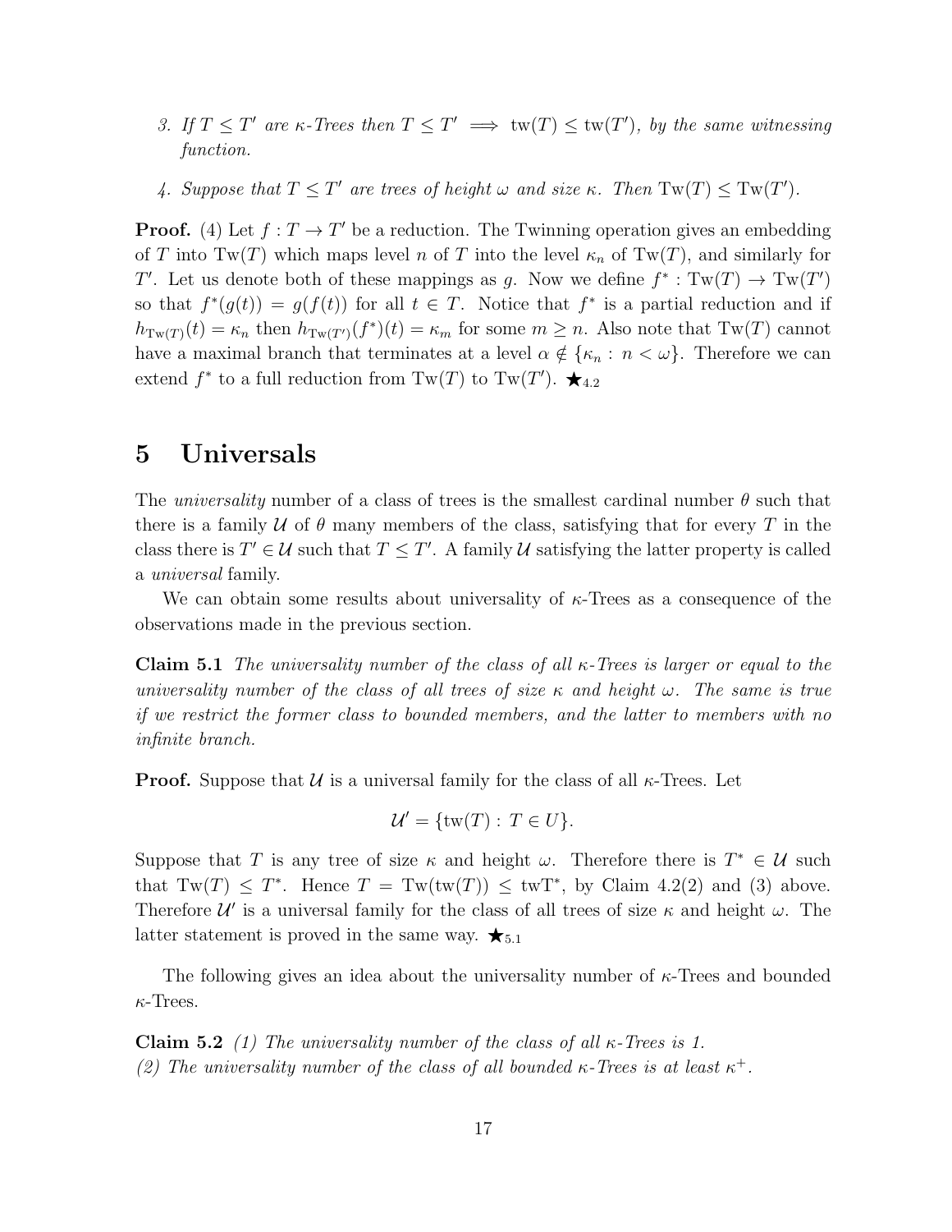3. *If $T \leq T'$ are $\kappa$-Trees then $T \leq T' \implies \mathrm{tw}(T) \leq \mathrm{tw}(T')$, by the same witnessing function.*

4. *Suppose that $T \leq T'$ are trees of height $\omega$ and size $\kappa$. Then $\mathrm{Tw}(T) \leq \mathrm{Tw}(T')$.*

**Proof.** (4) Let $f : T \to T'$ be a reduction. The Twinning operation gives an embedding of $T$ into $\mathrm{Tw}(T)$ which maps level $n$ of $T$ into the level $\kappa_n$ of $\mathrm{Tw}(T)$, and similarly for $T'$. Let us denote both of these mappings as $g$. Now we define $f^* : \mathrm{Tw}(T) \to \mathrm{Tw}(T')$ so that $f^*(g(t)) = g(f(t))$ for all $t \in T$. Notice that $f^*$ is a partial reduction and if $h_{\mathrm{Tw}(T)}(t) = \kappa_n$ then $h_{\mathrm{Tw}(T')}(f^*)(t) = \kappa_m$ for some $m \geq n$. Also note that $\mathrm{Tw}(T)$ cannot have a maximal branch that terminates at a level $\alpha \notin \{\kappa_n : n < \omega\}$. Therefore we can extend $f^*$ to a full reduction from $\mathrm{Tw}(T)$ to $\mathrm{Tw}(T')$. $\bigstar_{4.2}$

# 5 Universals

The *universality* number of a class of trees is the smallest cardinal number $\theta$ such that there is a family $\mathcal{U}$ of $\theta$ many members of the class, satisfying that for every $T$ in the class there is $T' \in \mathcal{U}$ such that $T \leq T'$. A family $\mathcal{U}$ satisfying the latter property is called a *universal* family.

We can obtain some results about universality of $\kappa$-Trees as a consequence of the observations made in the previous section.

**Claim 5.1** *The universality number of the class of all $\kappa$-Trees is larger or equal to the universality number of the class of all trees of size $\kappa$ and height $\omega$. The same is true if we restrict the former class to bounded members, and the latter to members with no infinite branch.*

**Proof.** Suppose that $\mathcal{U}$ is a universal family for the class of all $\kappa$-Trees. Let

$$\mathcal{U}' = \{\mathrm{tw}(T) : T \in U\}.$$

Suppose that $T$ is any tree of size $\kappa$ and height $\omega$. Therefore there is $T^* \in \mathcal{U}$ such that $\mathrm{Tw}(T) \leq T^*$. Hence $T = \mathrm{Tw}(\mathrm{tw}(T)) \leq \mathrm{twT}^*$, by Claim 4.2(2) and (3) above. Therefore $\mathcal{U}'$ is a universal family for the class of all trees of size $\kappa$ and height $\omega$. The latter statement is proved in the same way. $\bigstar_{5.1}$

The following gives an idea about the universality number of $\kappa$-Trees and bounded $\kappa$-Trees.

**Claim 5.2** *(1) The universality number of the class of all $\kappa$-Trees is 1.*
*(2) The universality number of the class of all bounded $\kappa$-Trees is at least $\kappa^+$.*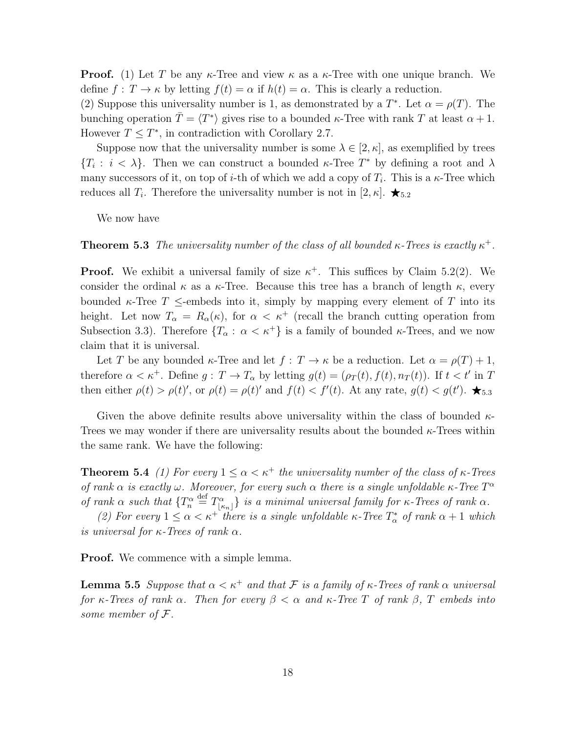**Proof.** (1) Let $T$ be any $\kappa$-Tree and view $\kappa$ as a $\kappa$-Tree with one unique branch. We define $f : T \to \kappa$ by letting $f(t) = \alpha$ if $h(t) = \alpha$. This is clearly a reduction.
(2) Suppose this universality number is 1, as demonstrated by a $T^*$. Let $\alpha = \rho(T)$. The bunching operation $\bar{T} = \langle T^* \rangle$ gives rise to a bounded $\kappa$-Tree with rank $T$ at least $\alpha + 1$. However $T \leq T^*$, in contradiction with Corollary 2.7.

Suppose now that the universality number is some $\lambda \in [2, \kappa]$, as exemplified by trees $\{T_i : i < \lambda\}$. Then we can construct a bounded $\kappa$-Tree $T^*$ by defining a root and $\lambda$ many successors of it, on top of $i$-th of which we add a copy of $T_i$. This is a $\kappa$-Tree which reduces all $T_i$. Therefore the universality number is not in $[2, \kappa]$. $\bigstar_{5.2}$

We now have

**Theorem 5.3** *The universality number of the class of all bounded $\kappa$-Trees is exactly $\kappa^+$.*

**Proof.** We exhibit a universal family of size $\kappa^+$. This suffices by Claim 5.2(2). We consider the ordinal $\kappa$ as a $\kappa$-Tree. Because this tree has a branch of length $\kappa$, every bounded $\kappa$-Tree $T$ $\leq$-embeds into it, simply by mapping every element of $T$ into its height. Let now $T_\alpha = R_\alpha(\kappa)$, for $\alpha < \kappa^+$ (recall the branch cutting operation from Subsection 3.3). Therefore $\{T_\alpha : \alpha < \kappa^+\}$ is a family of bounded $\kappa$-Trees, and we now claim that it is universal.

Let $T$ be any bounded $\kappa$-Tree and let $f : T \to \kappa$ be a reduction. Let $\alpha = \rho(T) + 1$, therefore $\alpha < \kappa^+$. Define $g : T \to T_\alpha$ by letting $g(t) = (\rho_T(t), f(t), n_T(t))$. If $t < t'$ in $T$ then either $\rho(t) > \rho(t)'$, or $\rho(t) = \rho(t)'$ and $f(t) < f'(t)$. At any rate, $g(t) < g(t')$. $\bigstar_{5.3}$

Given the above definite results above universality within the class of bounded $\kappa$-Trees we may wonder if there are universality results about the bounded $\kappa$-Trees within the same rank. We have the following:

**Theorem 5.4** *(1) For every $1 \leq \alpha < \kappa^+$ the universality number of the class of $\kappa$-Trees of rank $\alpha$ is exactly $\omega$. Moreover, for every such $\alpha$ there is a single unfoldable $\kappa$-Tree $T^\alpha$ of rank $\alpha$ such that $\{T^\alpha_n \stackrel{\text{def}}{=} T^\alpha_{\lfloor \kappa_n \rfloor}\}$ is a minimal universal family for $\kappa$-Trees of rank $\alpha$.*

*(2) For every $1 \leq \alpha < \kappa^+$ there is a single unfoldable $\kappa$-Tree $T^*_\alpha$ of rank $\alpha + 1$ which is universal for $\kappa$-Trees of rank $\alpha$.*

**Proof.** We commence with a simple lemma.

**Lemma 5.5** *Suppose that $\alpha < \kappa^+$ and that $\mathcal{F}$ is a family of $\kappa$-Trees of rank $\alpha$ universal for $\kappa$-Trees of rank $\alpha$. Then for every $\beta < \alpha$ and $\kappa$-Tree $T$ of rank $\beta$, $T$ embeds into some member of $\mathcal{F}$.*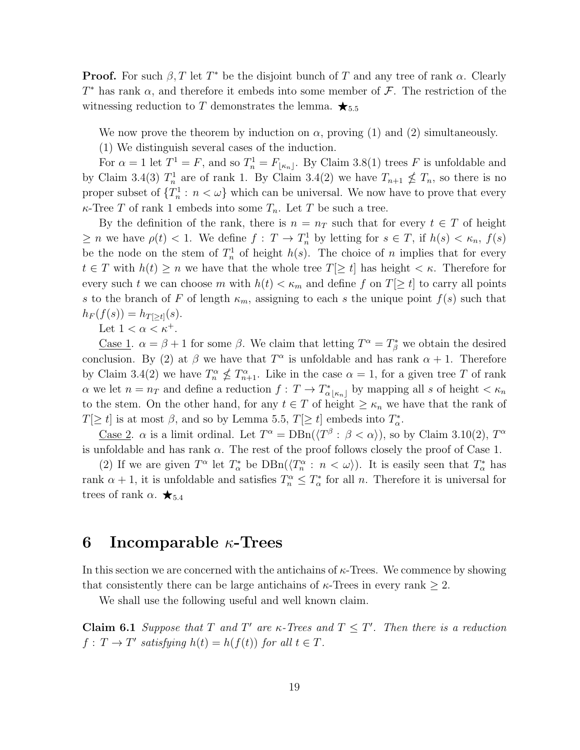**Proof.** For such $\beta, T$ let $T^*$ be the disjoint bunch of $T$ and any tree of rank $\alpha$. Clearly $T^*$ has rank $\alpha$, and therefore it embeds into some member of $\mathcal{F}$. The restriction of the witnessing reduction to $T$ demonstrates the lemma. $\bigstar_{5.5}$

We now prove the theorem by induction on $\alpha$, proving (1) and (2) simultaneously.

(1) We distinguish several cases of the induction.

For $\alpha = 1$ let $T^1 = F$, and so $T^1_n = F_{\lfloor \kappa_n \rfloor}$. By Claim 3.8(1) trees $F$ is unfoldable and by Claim 3.4(3) $T^1_n$ are of rank 1. By Claim 3.4(2) we have $T_{n+1} \nleq T_n$, so there is no proper subset of $\{T^1_n : n < \omega\}$ which can be universal. We now have to prove that every $\kappa$-Tree $T$ of rank 1 embeds into some $T_n$. Let $T$ be such a tree.

By the definition of the rank, there is $n = n_T$ such that for every $t \in T$ of height $\geq n$ we have $\rho(t) < 1$. We define $f : T \to T^1_n$ by letting for $s \in T$, if $h(s) < \kappa_n$, $f(s)$ be the node on the stem of $T^1_n$ of height $h(s)$. The choice of $n$ implies that for every $t \in T$ with $h(t) \geq n$ we have that the whole tree $T[\geq t]$ has height $< \kappa$. Therefore for every such $t$ we can choose $m$ with $h(t) < \kappa_m$ and define $f$ on $T[\geq t]$ to carry all points $s$ to the branch of $F$ of length $\kappa_m$, assigning to each $s$ the unique point $f(s)$ such that $h_F(f(s)) = h_{T[\geq t]}(s)$.

Let $1 < \alpha < \kappa^+$.

Case 1. $\alpha = \beta + 1$ for some $\beta$. We claim that letting $T^\alpha = T^*_\beta$ we obtain the desired conclusion. By (2) at $\beta$ we have that $T^\alpha$ is unfoldable and has rank $\alpha + 1$. Therefore by Claim 3.4(2) we have $T^\alpha_n \nleq T^\alpha_{n+1}$. Like in the case $\alpha = 1$, for a given tree $T$ of rank $\alpha$ we let $n = n_T$ and define a reduction $f : T \to T^*_{\alpha \lfloor \kappa_n \rfloor}$ by mapping all $s$ of height $< \kappa_n$ to the stem. On the other hand, for any $t \in T$ of height $\geq \kappa_n$ we have that the rank of $T[\geq t]$ is at most $\beta$, and so by Lemma 5.5, $T[\geq t]$ embeds into $T^*_\alpha$.

Case 2. $\alpha$ is a limit ordinal. Let $T^\alpha = \mathrm{DBn}(\langle T^\beta : \beta < \alpha \rangle)$, so by Claim 3.10(2), $T^\alpha$ is unfoldable and has rank $\alpha$. The rest of the proof follows closely the proof of Case 1.

(2) If we are given $T^\alpha$ let $T^*_\alpha$ be $\mathrm{DBn}(\langle T^\alpha_n : n < \omega \rangle)$. It is easily seen that $T^*_\alpha$ has rank $\alpha + 1$, it is unfoldable and satisfies $T^\alpha_n \leq T^*_\alpha$ for all $n$. Therefore it is universal for trees of rank $\alpha$. $\bigstar_{5.4}$

# 6 Incomparable $\kappa$-Trees

In this section we are concerned with the antichains of $\kappa$-Trees. We commence by showing that consistently there can be large antichains of $\kappa$-Trees in every rank $\geq 2$.

We shall use the following useful and well known claim.

**Claim 6.1** *Suppose that $T$ and $T'$ are $\kappa$-Trees and $T \leq T'$. Then there is a reduction $f : T \to T'$ satisfying $h(t) = h(f(t))$ for all $t \in T$.*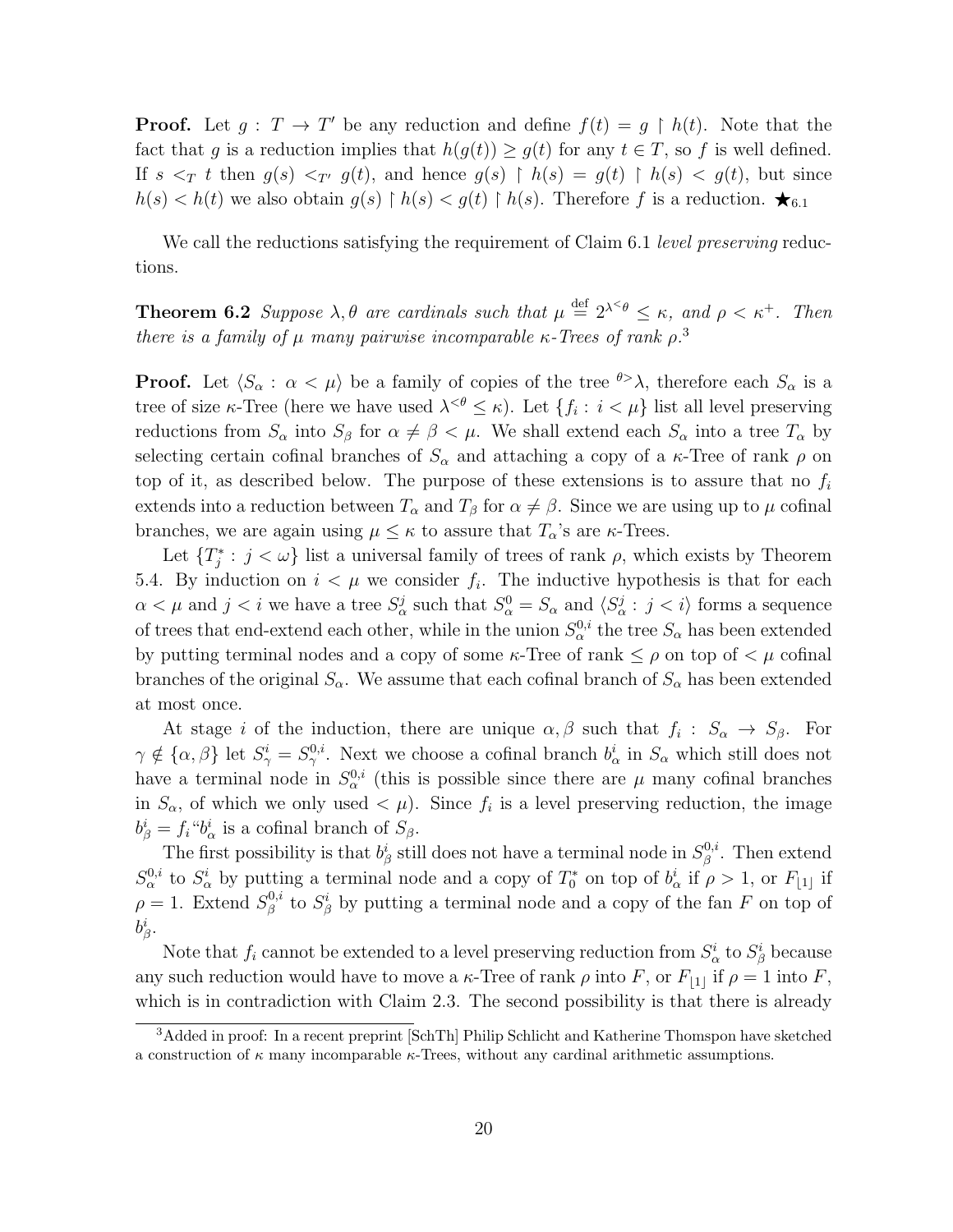**Proof.** Let $g : T \to T'$ be any reduction and define $f(t) = g \restriction h(t)$. Note that the fact that $g$ is a reduction implies that $h(g(t)) \geq g(t)$ for any $t \in T$, so $f$ is well defined. If $s <_T t$ then $g(s) <_{T'} g(t)$, and hence $g(s) \restriction h(s) = g(t) \restriction h(s) < g(t)$, but since $h(s) < h(t)$ we also obtain $g(s) \restriction h(s) < g(t) \restriction h(s)$. Therefore $f$ is a reduction. $\bigstar_{6.1}$

We call the reductions satisfying the requirement of Claim 6.1 *level preserving* reductions.

**Theorem 6.2** *Suppose $\lambda, \theta$ are cardinals such that $\mu \stackrel{\text{def}}{=} 2^{\lambda^{<\theta}} \leq \kappa$, and $\rho < \kappa^+$. Then there is a family of $\mu$ many pairwise incomparable $\kappa$-Trees of rank $\rho$.*[3]

**Proof.** Let $\langle S_\alpha : \alpha < \mu \rangle$ be a family of copies of the tree ${}^{\theta>}\lambda$, therefore each $S_\alpha$ is a tree of size $\kappa$-Tree (here we have used $\lambda^{<\theta} \leq \kappa$). Let $\{f_i : i < \mu\}$ list all level preserving reductions from $S_\alpha$ into $S_\beta$ for $\alpha \neq \beta < \mu$. We shall extend each $S_\alpha$ into a tree $T_\alpha$ by selecting certain cofinal branches of $S_\alpha$ and attaching a copy of a $\kappa$-Tree of rank $\rho$ on top of it, as described below. The purpose of these extensions is to assure that no $f_i$ extends into a reduction between $T_\alpha$ and $T_\beta$ for $\alpha \neq \beta$. Since we are using up to $\mu$ cofinal branches, we are again using $\mu \leq \kappa$ to assure that $T_\alpha$'s are $\kappa$-Trees.

Let $\{T^*_j : j < \omega\}$ list a universal family of trees of rank $\rho$, which exists by Theorem 5.4. By induction on $i < \mu$ we consider $f_i$. The inductive hypothesis is that for each $\alpha < \mu$ and $j < i$ we have a tree $S^j_\alpha$ such that $S^0_\alpha = S_\alpha$ and $\langle S^j_\alpha : j < i \rangle$ forms a sequence of trees that end-extend each other, while in the union $S^{0,i}_\alpha$ the tree $S_\alpha$ has been extended by putting terminal nodes and a copy of some $\kappa$-Tree of rank $\leq \rho$ on top of $< \mu$ cofinal branches of the original $S_\alpha$. We assume that each cofinal branch of $S_\alpha$ has been extended at most once.

At stage $i$ of the induction, there are unique $\alpha, \beta$ such that $f_i : S_\alpha \to S_\beta$. For $\gamma \notin \{\alpha, \beta\}$ let $S^i_\gamma = S^{0,i}_\gamma$. Next we choose a cofinal branch $b^i_\alpha$ in $S_\alpha$ which still does not have a terminal node in $S^{0,i}_\alpha$ (this is possible since there are $\mu$ many cofinal branches in $S_\alpha$, of which we only used $< \mu$). Since $f_i$ is a level preserving reduction, the image $b^i_\beta = f_i``b^i_\alpha$ is a cofinal branch of $S_\beta$.

The first possibility is that $b^i_\beta$ still does not have a terminal node in $S^{0,i}_\beta$. Then extend $S^{0,i}_\alpha$ to $S^i_\alpha$ by putting a terminal node and a copy of $T^*_0$ on top of $b^i_\alpha$ if $\rho > 1$, or $F_{\lfloor 1 \rfloor}$ if $\rho = 1$. Extend $S^{0,i}_\beta$ to $S^i_\beta$ by putting a terminal node and a copy of the fan $F$ on top of $b^i_\beta$.

Note that $f_i$ cannot be extended to a level preserving reduction from $S^i_\alpha$ to $S^i_\beta$ because any such reduction would have to move a $\kappa$-Tree of rank $\rho$ into $F$, or $F_{\lfloor 1 \rfloor}$ if $\rho = 1$ into $F$, which is in contradiction with Claim 2.3. The second possibility is that there is already

[3] Added in proof: In a recent preprint [SchTh] Philip Schlicht and Katherine Thomspon have sketched a construction of $\kappa$ many incomparable $\kappa$-Trees, without any cardinal arithmetic assumptions.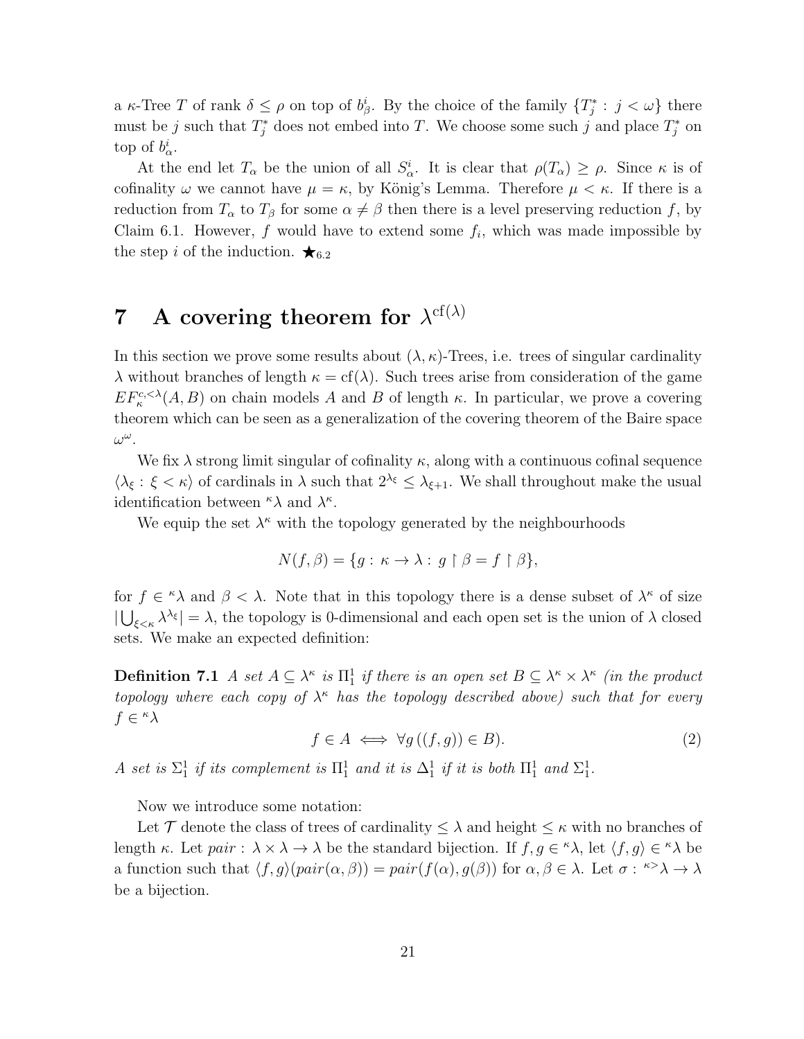a $\kappa$-Tree $T$ of rank $\delta \leq \rho$ on top of $b^i_\beta$. By the choice of the family $\{T^*_j : j < \omega\}$ there must be $j$ such that $T^*_j$ does not embed into $T$. We choose some such $j$ and place $T^*_j$ on top of $b^i_\alpha$.

At the end let $T_\alpha$ be the union of all $S^i_\alpha$. It is clear that $\rho(T_\alpha) \geq \rho$. Since $\kappa$ is of cofinality $\omega$ we cannot have $\mu = \kappa$, by König's Lemma. Therefore $\mu < \kappa$. If there is a reduction from $T_\alpha$ to $T_\beta$ for some $\alpha \neq \beta$ then there is a level preserving reduction $f$, by Claim 6.1. However, $f$ would have to extend some $f_i$, which was made impossible by the step $i$ of the induction. $\bigstar_{6.2}$

# 7 A covering theorem for $\lambda^{\mathrm{cf}(\lambda)}$

In this section we prove some results about $(\lambda, \kappa)$-Trees, i.e. trees of singular cardinality $\lambda$ without branches of length $\kappa = \mathrm{cf}(\lambda)$. Such trees arise from consideration of the game $EF^{c,<\lambda}_\kappa(A, B)$ on chain models $A$ and $B$ of length $\kappa$. In particular, we prove a covering theorem which can be seen as a generalization of the covering theorem of the Baire space $\omega^\omega$.

We fix $\lambda$ strong limit singular of cofinality $\kappa$, along with a continuous cofinal sequence $\langle \lambda_\xi : \xi < \kappa \rangle$ of cardinals in $\lambda$ such that $2^{\lambda_\xi} \leq \lambda_{\xi+1}$. We shall throughout make the usual identification between ${}^\kappa\lambda$ and $\lambda^\kappa$.

We equip the set $\lambda^\kappa$ with the topology generated by the neighbourhoods

$$N(f, \beta) = \{g : \kappa \to \lambda : g \restriction \beta = f \restriction \beta\},$$

for $f \in {}^\kappa\lambda$ and $\beta < \lambda$. Note that in this topology there is a dense subset of $\lambda^\kappa$ of size $|\bigcup_{\xi<\kappa} \lambda^{\lambda_\xi}| = \lambda$, the topology is 0-dimensional and each open set is the union of $\lambda$ closed sets. We make an expected definition:

**Definition 7.1** *A set $A \subseteq \lambda^\kappa$ is $\Pi^1_1$ if there is an open set $B \subseteq \lambda^\kappa \times \lambda^\kappa$ (in the product topology where each copy of $\lambda^\kappa$ has the topology described above) such that for every $f \in {}^\kappa\lambda$*

$$f \in A \iff \forall g\,((f, g)) \in B). \tag{2}$$

*A set is $\Sigma^1_1$ if its complement is $\Pi^1_1$ and it is $\Delta^1_1$ if it is both $\Pi^1_1$ and $\Sigma^1_1$.*

Now we introduce some notation:

Let $\mathcal{T}$ denote the class of trees of cardinality $\leq \lambda$ and height $\leq \kappa$ with no branches of length $\kappa$. Let $pair : \lambda \times \lambda \to \lambda$ be the standard bijection. If $f, g \in {}^\kappa\lambda$, let $\langle f, g \rangle \in {}^\kappa\lambda$ be a function such that $\langle f, g\rangle(pair(\alpha, \beta)) = pair(f(\alpha), g(\beta))$ for $\alpha, \beta \in \lambda$. Let $\sigma : {}^{\kappa>}\lambda \to \lambda$ be a bijection.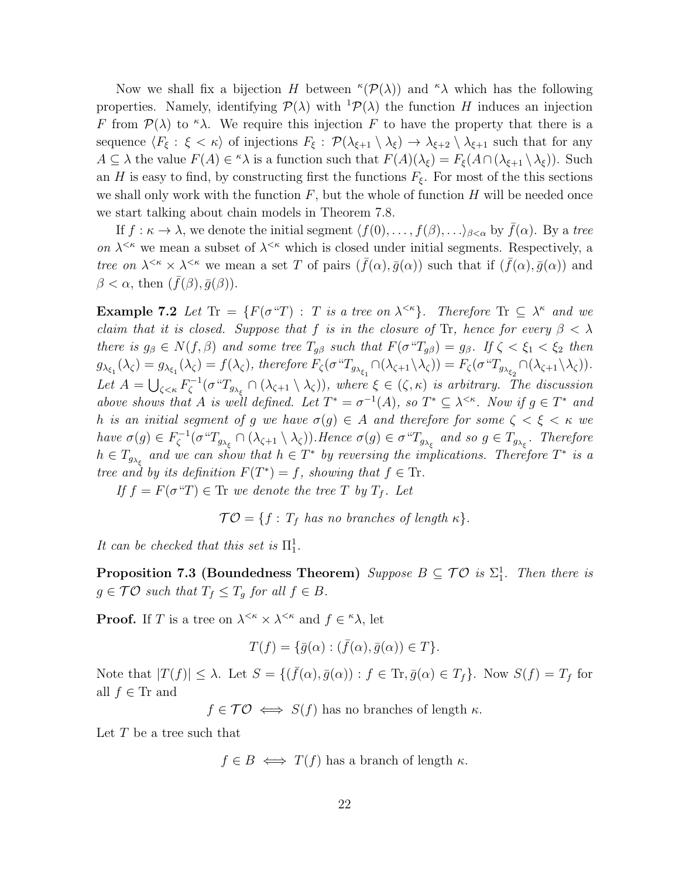Now we shall fix a bijection $H$ between ${}^{\kappa}(\mathcal{P}(\lambda))$ and ${}^{\kappa}\lambda$ which has the following properties. Namely, identifying $\mathcal{P}(\lambda)$ with ${}^{1}\mathcal{P}(\lambda)$ the function $H$ induces an injection $F$ from $\mathcal{P}(\lambda)$ to ${}^{\kappa}\lambda$. We require this injection $F$ to have the property that there is a sequence $\langle F_\xi : \xi < \kappa \rangle$ of injections $F_\xi : \mathcal{P}(\lambda_{\xi+1} \setminus \lambda_\xi) \to \lambda_{\xi+2} \setminus \lambda_{\xi+1}$ such that for any $A \subseteq \lambda$ the value $F(A) \in {}^{\kappa}\lambda$ is a function such that $F(A)(\lambda_\xi) = F_\xi(A \cap (\lambda_{\xi+1} \setminus \lambda_\xi))$. Such an $H$ is easy to find, by constructing first the functions $F_\xi$. For most of the this sections we shall only work with the function $F$, but the whole of function $H$ will be needed once we start talking about chain models in Theorem 7.8.

If $f : \kappa \to \lambda$, we denote the initial segment $\langle f(0), \ldots, f(\beta), \ldots \rangle_{\beta < \alpha}$ by $\bar{f}(\alpha)$. By a *tree on* $\lambda^{<\kappa}$ we mean a subset of $\lambda^{<\kappa}$ which is closed under initial segments. Respectively, a *tree on* $\lambda^{<\kappa} \times \lambda^{<\kappa}$ we mean a set $T$ of pairs $(\bar{f}(\alpha), \bar{g}(\alpha))$ such that if $(\bar{f}(\alpha), \bar{g}(\alpha))$ and $\beta < \alpha$, then $(\bar{f}(\beta), \bar{g}(\beta))$.

**Example 7.2** *Let* $\mathrm{Tr} = \{F(\sigma``T) : T$ *is a tree on* $\lambda^{<\kappa}\}$. *Therefore* $\mathrm{Tr} \subseteq \lambda^\kappa$ *and we claim that it is closed. Suppose that* $f$ *is in the closure of* $\mathrm{Tr}$*, hence for every* $\beta < \lambda$ *there is* $g_\beta \in N(f, \beta)$ *and some tree* $T_{g\beta}$ *such that* $F(\sigma``T_{g\beta}) = g_\beta$. *If* $\zeta < \xi_1 < \xi_2$ *then* $g_{\lambda_{\xi_1}}(\lambda_\zeta) = g_{\lambda_{\xi_1}}(\lambda_\zeta) = f(\lambda_\zeta)$, *therefore* $F_\zeta(\sigma``T_{g_{\lambda_{\xi_1}}} \cap (\lambda_{\zeta+1} \setminus \lambda_\zeta)) = F_\zeta(\sigma``T_{g_{\lambda_{\xi_2}}} \cap (\lambda_{\zeta+1} \setminus \lambda_\zeta))$. *Let* $A = \bigcup_{\zeta<\kappa} F_\zeta^{-1}(\sigma``T_{g_{\lambda_\xi}} \cap (\lambda_{\zeta+1} \setminus \lambda_\zeta))$, *where* $\xi \in (\zeta, \kappa)$ *is arbitrary. The discussion above shows that* $A$ *is well defined. Let* $T^* = \sigma^{-1}(A)$, *so* $T^* \subseteq \lambda^{<\kappa}$. *Now if* $g \in T^*$ *and* $h$ *is an initial segment of* $g$ *we have* $\sigma(g) \in A$ *and therefore for some* $\zeta < \xi < \kappa$ *we have* $\sigma(g) \in F_\zeta^{-1}(\sigma``T_{g_{\lambda_\xi}} \cap (\lambda_{\zeta+1} \setminus \lambda_\zeta))$.*Hence* $\sigma(g) \in \sigma``T_{g_{\lambda_\xi}}$ *and so* $g \in T_{g_{\lambda_\xi}}$. *Therefore* $h \in T_{g_{\lambda_\xi}}$ *and we can show that* $h \in T^*$ *by reversing the implications. Therefore* $T^*$ *is a tree and by its definition* $F(T^*) = f$, *showing that* $f \in \mathrm{Tr}$.

*If* $f = F(\sigma``T) \in \mathrm{Tr}$ *we denote the tree* $T$ *by* $T_f$. *Let*

$$\mathcal{TO} = \{f : T_f \text{ has no branches of length } \kappa\}.$$

*It can be checked that this set is* $\Pi^1_1$.

**Proposition 7.3 (Boundedness Theorem)** *Suppose* $B \subseteq \mathcal{TO}$ *is* $\Sigma^1_1$. *Then there is* $g \in \mathcal{TO}$ *such that* $T_f \leq T_g$ *for all* $f \in B$.

**Proof.** If $T$ is a tree on $\lambda^{<\kappa} \times \lambda^{<\kappa}$ and $f \in {}^{\kappa}\lambda$, let

$$T(f) = \{\bar{g}(\alpha) : (\bar{f}(\alpha), \bar{g}(\alpha)) \in T\}.$$

Note that $|T(f)| \leq \lambda$. Let $S = \{(\bar{f}(\alpha), \bar{g}(\alpha)) : f \in \mathrm{Tr}, \bar{g}(\alpha) \in T_f\}$. Now $S(f) = T_f$ for all $f \in \mathrm{Tr}$ and

$$f \in \mathcal{TO} \iff S(f) \text{ has no branches of length } \kappa.$$

Let $T$ be a tree such that

$$f \in B \iff T(f) \text{ has a branch of length } \kappa.$$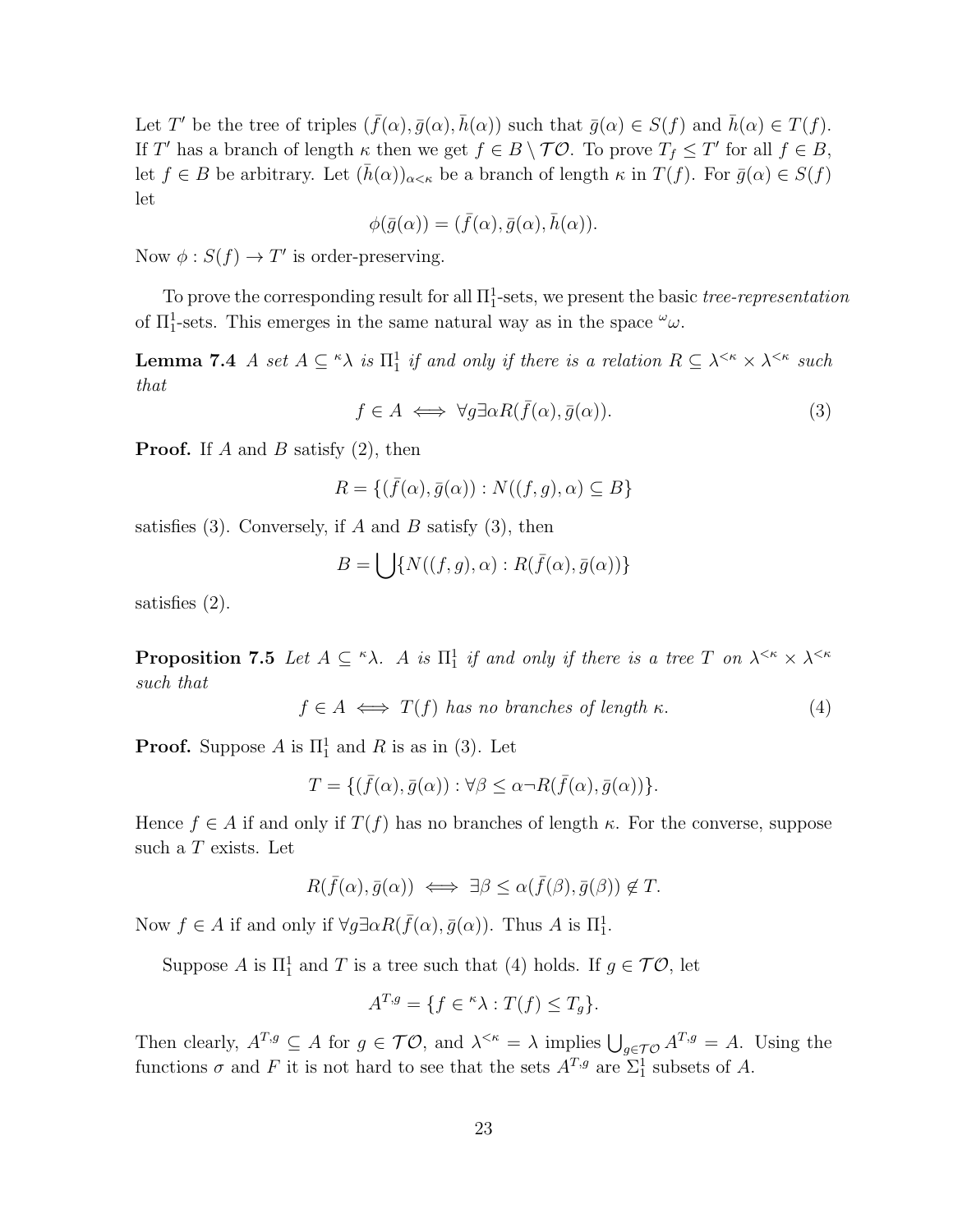Let $T'$ be the tree of triples $(\bar{f}(\alpha), \bar{g}(\alpha), \bar{h}(\alpha))$ such that $\bar{g}(\alpha) \in S(f)$ and $\bar{h}(\alpha) \in T(f)$. If $T'$ has a branch of length $\kappa$ then we get $f \in B \setminus \mathcal{TO}$. To prove $T_f \leq T'$ for all $f \in B$, let $f \in B$ be arbitrary. Let $(\bar{h}(\alpha))_{\alpha<\kappa}$ be a branch of length $\kappa$ in $T(f)$. For $\bar{g}(\alpha) \in S(f)$ let

$$\phi(\bar{g}(\alpha)) = (\bar{f}(\alpha), \bar{g}(\alpha), \bar{h}(\alpha)).$$

Now $\phi : S(f) \to T'$ is order-preserving.

To prove the corresponding result for all $\Pi^1_1$-sets, we present the basic *tree-representation* of $\Pi^1_1$-sets. This emerges in the same natural way as in the space ${}^\omega\omega$.

**Lemma 7.4** *A set $A \subseteq {}^\kappa\lambda$ is $\Pi^1_1$ if and only if there is a relation $R \subseteq \lambda^{<\kappa} \times \lambda^{<\kappa}$ such that*

$$f \in A \iff \forall g \exists \alpha R(\bar{f}(\alpha), \bar{g}(\alpha)). \tag{3}$$

**Proof.** If $A$ and $B$ satisfy (2), then

$$R = \{(\bar{f}(\alpha), \bar{g}(\alpha)) : N((f,g),\alpha) \subseteq B\}$$

satisfies (3). Conversely, if $A$ and $B$ satisfy (3), then

$$B = \bigcup\{N((f,g),\alpha) : R(\bar{f}(\alpha), \bar{g}(\alpha))\}$$

satisfies (2).

**Proposition 7.5** *Let $A \subseteq {}^\kappa\lambda$. $A$ is $\Pi^1_1$ if and only if there is a tree $T$ on $\lambda^{<\kappa} \times \lambda^{<\kappa}$ such that*

$$f \in A \iff T(f) \text{ has no branches of length } \kappa. \tag{4}$$

**Proof.** Suppose $A$ is $\Pi^1_1$ and $R$ is as in (3). Let

$$T = \{(\bar{f}(\alpha), \bar{g}(\alpha)) : \forall \beta \leq \alpha \neg R(\bar{f}(\alpha), \bar{g}(\alpha))\}.$$

Hence $f \in A$ if and only if $T(f)$ has no branches of length $\kappa$. For the converse, suppose such a $T$ exists. Let

$$R(\bar{f}(\alpha), \bar{g}(\alpha)) \iff \exists \beta \leq \alpha (\bar{f}(\beta), \bar{g}(\beta)) \notin T.$$

Now $f \in A$ if and only if $\forall g \exists \alpha R(\bar{f}(\alpha), \bar{g}(\alpha))$. Thus $A$ is $\Pi^1_1$.

Suppose $A$ is $\Pi^1_1$ and $T$ is a tree such that (4) holds. If $g \in \mathcal{TO}$, let

$$A^{T,g} = \{f \in {}^\kappa\lambda : T(f) \leq T_g\}.$$

Then clearly, $A^{T,g} \subseteq A$ for $g \in \mathcal{TO}$, and $\lambda^{<\kappa} = \lambda$ implies $\bigcup_{g \in \mathcal{TO}} A^{T,g} = A$. Using the functions $\sigma$ and $F$ it is not hard to see that the sets $A^{T,g}$ are $\Sigma^1_1$ subsets of $A$.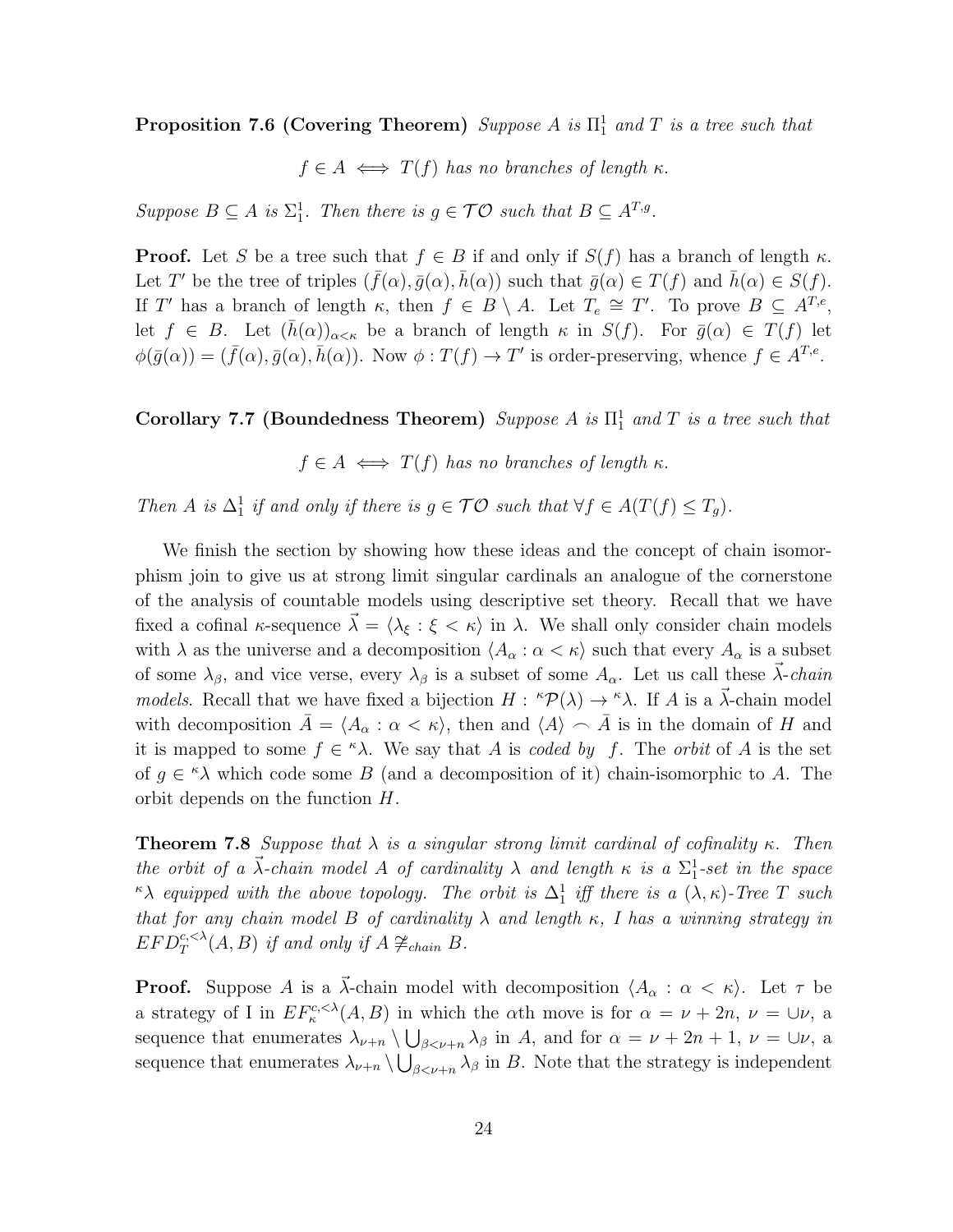**Proposition 7.6 (Covering Theorem)** *Suppose $A$ is $\Pi^1_1$ and $T$ is a tree such that*

$$f \in A \iff T(f) \text{ has no branches of length } \kappa.$$

*Suppose $B \subseteq A$ is $\Sigma^1_1$. Then there is $g \in \mathcal{TO}$ such that $B \subseteq A^{T,g}$.*

**Proof.** Let $S$ be a tree such that $f \in B$ if and only if $S(f)$ has a branch of length $\kappa$. Let $T'$ be the tree of triples $(\bar{f}(\alpha), \bar{g}(\alpha), \bar{h}(\alpha))$ such that $\bar{g}(\alpha) \in T(f)$ and $\bar{h}(\alpha) \in S(f)$. If $T'$ has a branch of length $\kappa$, then $f \in B \setminus A$. Let $T_e \cong T'$. To prove $B \subseteq A^{T,e}$, let $f \in B$. Let $(\bar{h}(\alpha))_{\alpha<\kappa}$ be a branch of length $\kappa$ in $S(f)$. For $\bar{g}(\alpha) \in T(f)$ let $\phi(\bar{g}(\alpha)) = (\bar{f}(\alpha), \bar{g}(\alpha), \bar{h}(\alpha))$. Now $\phi : T(f) \to T'$ is order-preserving, whence $f \in A^{T,e}$.

**Corollary 7.7 (Boundedness Theorem)** *Suppose $A$ is $\Pi^1_1$ and $T$ is a tree such that*

$$f \in A \iff T(f) \text{ has no branches of length } \kappa.$$

*Then $A$ is $\Delta^1_1$ if and only if there is $g \in \mathcal{TO}$ such that $\forall f \in A(T(f) \leq T_g)$.*

We finish the section by showing how these ideas and the concept of chain isomorphism join to give us at strong limit singular cardinals an analogue of the cornerstone of the analysis of countable models using descriptive set theory. Recall that we have fixed a cofinal $\kappa$-sequence $\vec{\lambda} = \langle \lambda_\xi : \xi < \kappa \rangle$ in $\lambda$. We shall only consider chain models with $\lambda$ as the universe and a decomposition $\langle A_\alpha : \alpha < \kappa \rangle$ such that every $A_\alpha$ is a subset of some $\lambda_\beta$, and vice verse, every $\lambda_\beta$ is a subset of some $A_\alpha$. Let us call these *$\vec{\lambda}$-chain models*. Recall that we have fixed a bijection $H : {}^\kappa\mathcal{P}(\lambda) \to {}^\kappa\lambda$. If $A$ is a $\vec{\lambda}$-chain model with decomposition $\bar{A} = \langle A_\alpha : \alpha < \kappa \rangle$, then and $\langle A \rangle \frown \bar{A}$ is in the domain of $H$ and it is mapped to some $f \in {}^\kappa\lambda$. We say that $A$ is *coded by* $f$. The *orbit* of $A$ is the set of $g \in {}^\kappa\lambda$ which code some $B$ (and a decomposition of it) chain-isomorphic to $A$. The orbit depends on the function $H$.

**Theorem 7.8** *Suppose that $\lambda$ is a singular strong limit cardinal of cofinality $\kappa$. Then the orbit of a $\vec{\lambda}$-chain model $A$ of cardinality $\lambda$ and length $\kappa$ is a $\Sigma^1_1$-set in the space ${}^\kappa\lambda$ equipped with the above topology. The orbit is $\Delta^1_1$ iff there is a $(\lambda, \kappa)$-Tree $T$ such that for any chain model $B$ of cardinality $\lambda$ and length $\kappa$, I has a winning strategy in $EFD^{c,<\lambda}_T(A, B)$ if and only if $A \not\cong_{chain} B$.*

**Proof.** Suppose $A$ is a $\vec{\lambda}$-chain model with decomposition $\langle A_\alpha : \alpha < \kappa \rangle$. Let $\tau$ be a strategy of I in $EF^{c,<\lambda}_\kappa(A, B)$ in which the $\alpha$th move is for $\alpha = \nu + 2n$, $\nu = \cup\nu$, a sequence that enumerates $\lambda_{\nu+n} \setminus \bigcup_{\beta<\nu+n} \lambda_\beta$ in $A$, and for $\alpha = \nu + 2n + 1$, $\nu = \cup\nu$, a sequence that enumerates $\lambda_{\nu+n} \setminus \bigcup_{\beta<\nu+n} \lambda_\beta$ in $B$. Note that the strategy is independent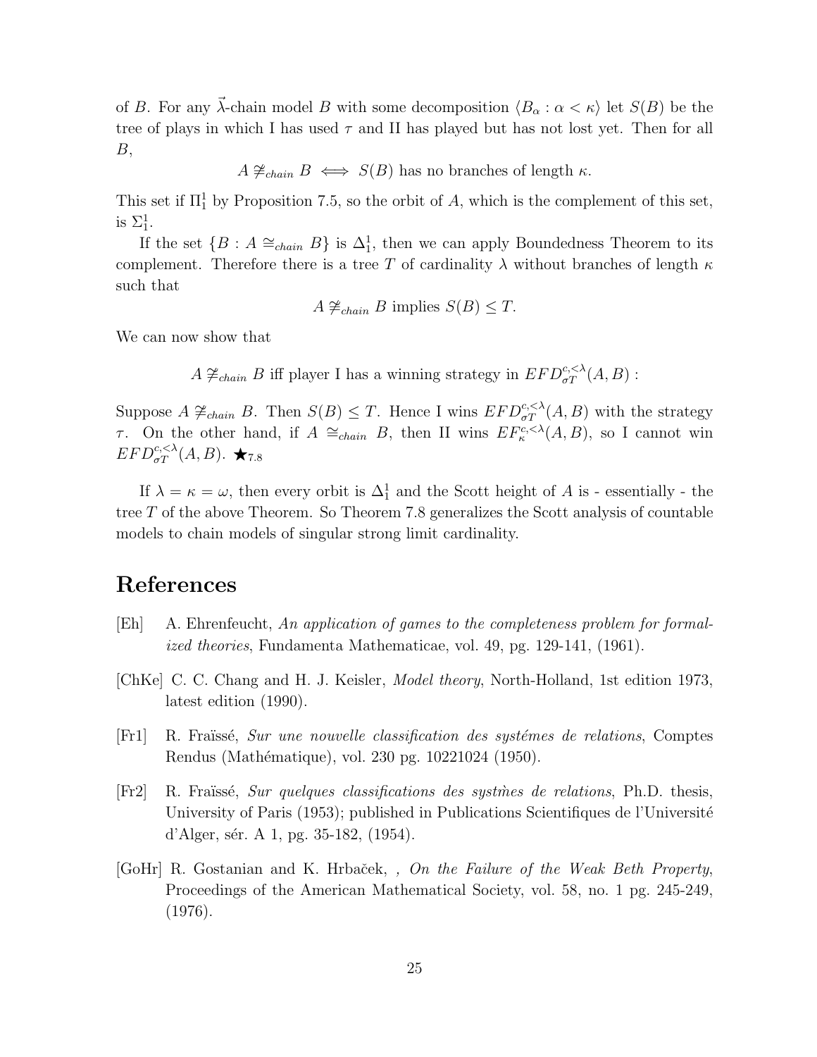of $B$. For any $\vec{\lambda}$-chain model $B$ with some decomposition $\langle B_\alpha : \alpha < \kappa \rangle$ let $S(B)$ be the tree of plays in which I has used $\tau$ and II has played but has not lost yet. Then for all $B$,

$$A \not\cong_{chain} B \iff S(B) \text{ has no branches of length } \kappa.$$

This set if $\Pi^1_1$ by Proposition 7.5, so the orbit of $A$, which is the complement of this set, is $\Sigma^1_1$.

If the set $\{B : A \cong_{chain} B\}$ is $\Delta^1_1$, then we can apply Boundedness Theorem to its complement. Therefore there is a tree $T$ of cardinality $\lambda$ without branches of length $\kappa$ such that

$$A \not\cong_{chain} B \text{ implies } S(B) \leq T.$$

We can now show that

$$A \not\cong_{chain} B \text{ iff player I has a winning strategy in } EFD^{c,<\lambda}_{\sigma T}(A, B):$$

Suppose $A \not\cong_{chain} B$. Then $S(B) \leq T$. Hence I wins $EFD^{c,<\lambda}_{\sigma T}(A, B)$ with the strategy $\tau$. On the other hand, if $A \cong_{chain} B$, then II wins $EF^{c,<\lambda}_{\kappa}(A, B)$, so I cannot win $EFD^{c,<\lambda}_{\sigma T}(A, B)$. $\bigstar_{7.8}$

If $\lambda = \kappa = \omega$, then every orbit is $\Delta^1_1$ and the Scott height of $A$ is - essentially - the tree $T$ of the above Theorem. So Theorem 7.8 generalizes the Scott analysis of countable models to chain models of singular strong limit cardinality.

# References

[Eh] A. Ehrenfeucht, *An application of games to the completeness problem for formalized theories*, Fundamenta Mathematicae, vol. 49, pg. 129-141, (1961).

[ChKe] C. C. Chang and H. J. Keisler, *Model theory*, North-Holland, 1st edition 1973, latest edition (1990).

[Fr1] R. Fraïssé, *Sur une nouvelle classification des systémes de relations*, Comptes Rendus (Mathématique), vol. 230 pg. 10221024 (1950).

[Fr2] R. Fraïssé, *Sur quelques classifications des systmes de relations*, Ph.D. thesis, University of Paris (1953); published in Publications Scientifiques de l'Université d'Alger, sér. A 1, pg. 35-182, (1954).

[GoHr] R. Gostanian and K. Hrbaček, , *On the Failure of the Weak Beth Property*, Proceedings of the American Mathematical Society, vol. 58, no. 1 pg. 245-249, (1976).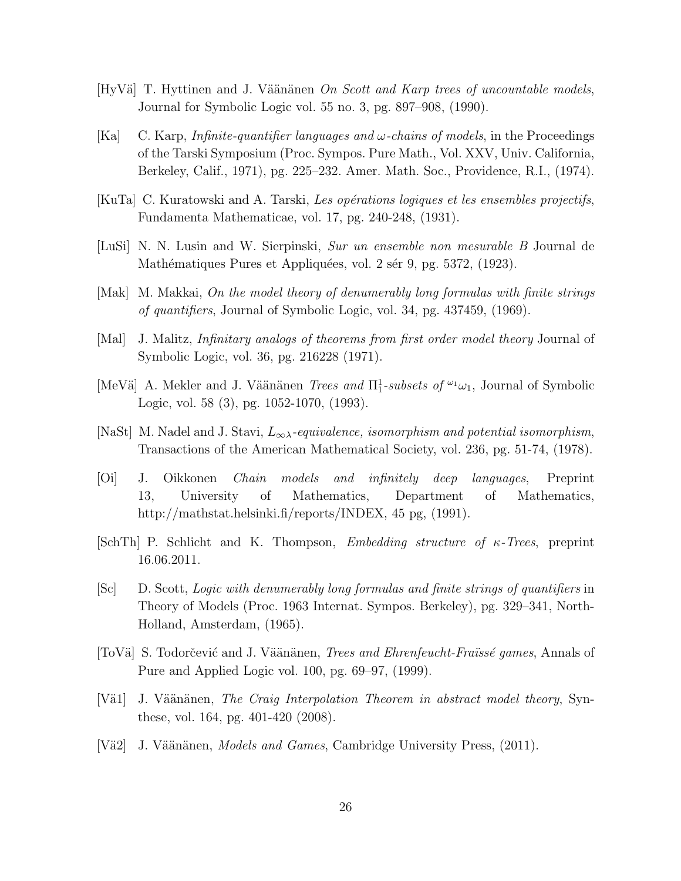[HyVä] T. Hyttinen and J. Väänänen *On Scott and Karp trees of uncountable models*, Journal for Symbolic Logic vol. 55 no. 3, pg. 897–908, (1990).

[Ka] C. Karp, *Infinite-quantifier languages and $\omega$-chains of models*, in the Proceedings of the Tarski Symposium (Proc. Sympos. Pure Math., Vol. XXV, Univ. California, Berkeley, Calif., 1971), pg. 225–232. Amer. Math. Soc., Providence, R.I., (1974).

[KuTa] C. Kuratowski and A. Tarski, *Les opérations logiques et les ensembles projectifs*, Fundamenta Mathematicae, vol. 17, pg. 240-248, (1931).

[LuSi] N. N. Lusin and W. Sierpinski, *Sur un ensemble non mesurable B* Journal de Mathématiques Pures et Appliquées, vol. 2 sér 9, pg. 5372, (1923).

[Mak] M. Makkai, *On the model theory of denumerably long formulas with finite strings of quantifiers*, Journal of Symbolic Logic, vol. 34, pg. 437459, (1969).

[Mal] J. Malitz, *Infinitary analogs of theorems from first order model theory* Journal of Symbolic Logic, vol. 36, pg. 216228 (1971).

[MeVä] A. Mekler and J. Väänänen *Trees and $\Pi^1_1$-subsets of ${}^{\omega_1}\omega_1$*, Journal of Symbolic Logic, vol. 58 (3), pg. 1052-1070, (1993).

[NaSt] M. Nadel and J. Stavi, *$L_{\infty\lambda}$-equivalence, isomorphism and potential isomorphism*, Transactions of the American Mathematical Society, vol. 236, pg. 51-74, (1978).

[Oi] J. Oikkonen *Chain models and infinitely deep languages*, Preprint 13, University of Mathematics, Department of Mathematics, http://mathstat.helsinki.fi/reports/INDEX, 45 pg, (1991).

[SchTh] P. Schlicht and K. Thompson, *Embedding structure of $\kappa$-Trees*, preprint 16.06.2011.

[Sc] D. Scott, *Logic with denumerably long formulas and finite strings of quantifiers* in Theory of Models (Proc. 1963 Internat. Sympos. Berkeley), pg. 329–341, North-Holland, Amsterdam, (1965).

[ToVä] S. Todorčević and J. Väänänen, *Trees and Ehrenfeucht-Fraïssé games*, Annals of Pure and Applied Logic vol. 100, pg. 69–97, (1999).

[Vä1] J. Väänänen, *The Craig Interpolation Theorem in abstract model theory*, Synthese, vol. 164, pg. 401-420 (2008).

[Vä2] J. Väänänen, *Models and Games*, Cambridge University Press, (2011).